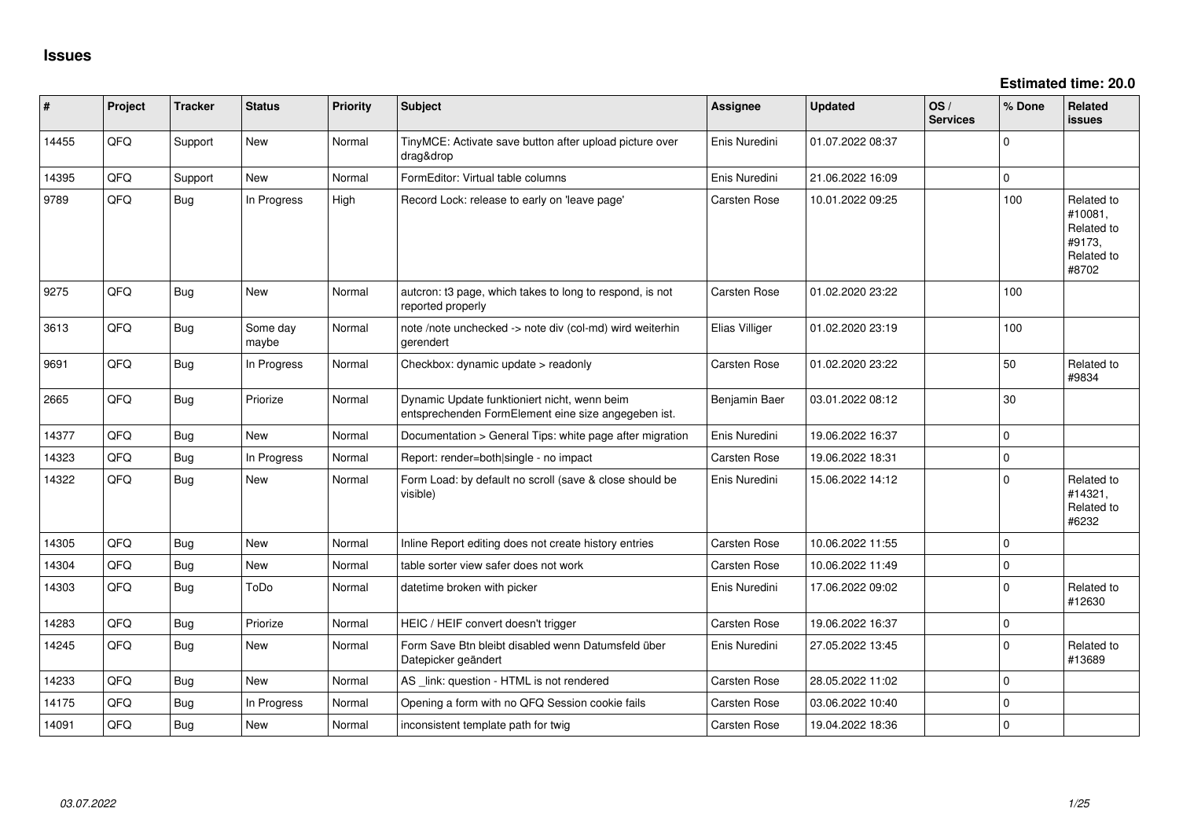# Issues

**Estimated time: 20.0**

| # | Project | Tracker | Status | Priority | Subject | Assignee | Updated | OS / Services | % Done | Related issues |
|---|---|---|---|---|---|---|---|---|---|---|
| 14455 | QFQ | Support | New | Normal | TinyMCE: Activate save button after upload picture over drag&drop | Enis Nuredini | 01.07.2022 08:37 | | 0 | |
| 14395 | QFQ | Support | New | Normal | FormEditor: Virtual table columns | Enis Nuredini | 21.06.2022 16:09 | | 0 | |
| 9789 | QFQ | Bug | In Progress | High | Record Lock: release to early on 'leave page' | Carsten Rose | 10.01.2022 09:25 | | 100 | Related to #10081, Related to #9173, Related to #8702 |
| 9275 | QFQ | Bug | New | Normal | autcron: t3 page, which takes to long to respond, is not reported properly | Carsten Rose | 01.02.2020 23:22 | | 100 | |
| 3613 | QFQ | Bug | Some day maybe | Normal | note /note unchecked -> note div (col-md) wird weiterhin gerendert | Elias Villiger | 01.02.2020 23:19 | | 100 | |
| 9691 | QFQ | Bug | In Progress | Normal | Checkbox: dynamic update > readonly | Carsten Rose | 01.02.2020 23:22 | | 50 | Related to #9834 |
| 2665 | QFQ | Bug | Priorize | Normal | Dynamic Update funktioniert nicht, wenn beim entsprechenden FormElement eine size angegeben ist. | Benjamin Baer | 03.01.2022 08:12 | | 30 | |
| 14377 | QFQ | Bug | New | Normal | Documentation > General Tips: white page after migration | Enis Nuredini | 19.06.2022 16:37 | | 0 | |
| 14323 | QFQ | Bug | In Progress | Normal | Report: render=both|single - no impact | Carsten Rose | 19.06.2022 18:31 | | 0 | |
| 14322 | QFQ | Bug | New | Normal | Form Load: by default no scroll (save & close should be visible) | Enis Nuredini | 15.06.2022 14:12 | | 0 | Related to #14321, Related to #6232 |
| 14305 | QFQ | Bug | New | Normal | Inline Report editing does not create history entries | Carsten Rose | 10.06.2022 11:55 | | 0 | |
| 14304 | QFQ | Bug | New | Normal | table sorter view safer does not work | Carsten Rose | 10.06.2022 11:49 | | 0 | |
| 14303 | QFQ | Bug | ToDo | Normal | datetime broken with picker | Enis Nuredini | 17.06.2022 09:02 | | 0 | Related to #12630 |
| 14283 | QFQ | Bug | Priorize | Normal | HEIC / HEIF convert doesn't trigger | Carsten Rose | 19.06.2022 16:37 | | 0 | |
| 14245 | QFQ | Bug | New | Normal | Form Save Btn bleibt disabled wenn Datumsfeld über Datepicker geändert | Enis Nuredini | 27.05.2022 13:45 | | 0 | Related to #13689 |
| 14233 | QFQ | Bug | New | Normal | AS _link: question - HTML is not rendered | Carsten Rose | 28.05.2022 11:02 | | 0 | |
| 14175 | QFQ | Bug | In Progress | Normal | Opening a form with no QFQ Session cookie fails | Carsten Rose | 03.06.2022 10:40 | | 0 | |
| 14091 | QFQ | Bug | New | Normal | inconsistent template path for twig | Carsten Rose | 19.04.2022 18:36 | | 0 | |

*03.07.2022*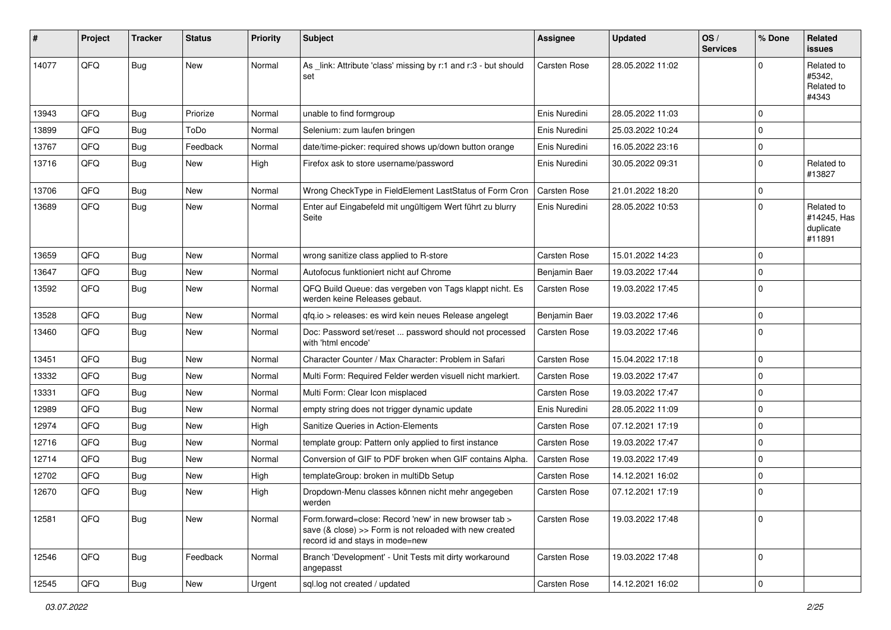| # | Project | Tracker | Status | Priority | Subject | Assignee | Updated | OS / Services | % Done | Related issues |
|---|---|---|---|---|---|---|---|---|---|---|
| 14077 | QFQ | Bug | New | Normal | As _link: Attribute 'class' missing by r:1 and r:3 - but should set | Carsten Rose | 28.05.2022 11:02 | | 0 | Related to #5342, Related to #4343 |
| 13943 | QFQ | Bug | Priorize | Normal | unable to find formgroup | Enis Nuredini | 28.05.2022 11:03 | | 0 | |
| 13899 | QFQ | Bug | ToDo | Normal | Selenium: zum laufen bringen | Enis Nuredini | 25.03.2022 10:24 | | 0 | |
| 13767 | QFQ | Bug | Feedback | Normal | date/time-picker: required shows up/down button orange | Enis Nuredini | 16.05.2022 23:16 | | 0 | |
| 13716 | QFQ | Bug | New | High | Firefox ask to store username/password | Enis Nuredini | 30.05.2022 09:31 | | 0 | Related to #13827 |
| 13706 | QFQ | Bug | New | Normal | Wrong CheckType in FieldElement LastStatus of Form Cron | Carsten Rose | 21.01.2022 18:20 | | 0 | |
| 13689 | QFQ | Bug | New | Normal | Enter auf Eingabefeld mit ungültigem Wert führt zu blurry Seite | Enis Nuredini | 28.05.2022 10:53 | | 0 | Related to #14245, Has duplicate #11891 |
| 13659 | QFQ | Bug | New | Normal | wrong sanitize class applied to R-store | Carsten Rose | 15.01.2022 14:23 | | 0 | |
| 13647 | QFQ | Bug | New | Normal | Autofocus funktioniert nicht auf Chrome | Benjamin Baer | 19.03.2022 17:44 | | 0 | |
| 13592 | QFQ | Bug | New | Normal | QFQ Build Queue: das vergeben von Tags klappt nicht. Es werden keine Releases gebaut. | Carsten Rose | 19.03.2022 17:45 | | 0 | |
| 13528 | QFQ | Bug | New | Normal | qfq.io > releases: es wird kein neues Release angelegt | Benjamin Baer | 19.03.2022 17:46 | | 0 | |
| 13460 | QFQ | Bug | New | Normal | Doc: Password set/reset ... password should not processed with 'html encode' | Carsten Rose | 19.03.2022 17:46 | | 0 | |
| 13451 | QFQ | Bug | New | Normal | Character Counter / Max Character: Problem in Safari | Carsten Rose | 15.04.2022 17:18 | | 0 | |
| 13332 | QFQ | Bug | New | Normal | Multi Form: Required Felder werden visuell nicht markiert. | Carsten Rose | 19.03.2022 17:47 | | 0 | |
| 13331 | QFQ | Bug | New | Normal | Multi Form: Clear Icon misplaced | Carsten Rose | 19.03.2022 17:47 | | 0 | |
| 12989 | QFQ | Bug | New | Normal | empty string does not trigger dynamic update | Enis Nuredini | 28.05.2022 11:09 | | 0 | |
| 12974 | QFQ | Bug | New | High | Sanitize Queries in Action-Elements | Carsten Rose | 07.12.2021 17:19 | | 0 | |
| 12716 | QFQ | Bug | New | Normal | template group: Pattern only applied to first instance | Carsten Rose | 19.03.2022 17:47 | | 0 | |
| 12714 | QFQ | Bug | New | Normal | Conversion of GIF to PDF broken when GIF contains Alpha. | Carsten Rose | 19.03.2022 17:49 | | 0 | |
| 12702 | QFQ | Bug | New | High | templateGroup: broken in multiDb Setup | Carsten Rose | 14.12.2021 16:02 | | 0 | |
| 12670 | QFQ | Bug | New | High | Dropdown-Menu classes können nicht mehr angegeben werden | Carsten Rose | 07.12.2021 17:19 | | 0 | |
| 12581 | QFQ | Bug | New | Normal | Form.forward=close: Record 'new' in new browser tab > save (& close) >> Form is not reloaded with new created record id and stays in mode=new | Carsten Rose | 19.03.2022 17:48 | | 0 | |
| 12546 | QFQ | Bug | Feedback | Normal | Branch 'Development' - Unit Tests mit dirty workaround angepasst | Carsten Rose | 19.03.2022 17:48 | | 0 | |
| 12545 | QFQ | Bug | New | Urgent | sql.log not created / updated | Carsten Rose | 14.12.2021 16:02 | | 0 | |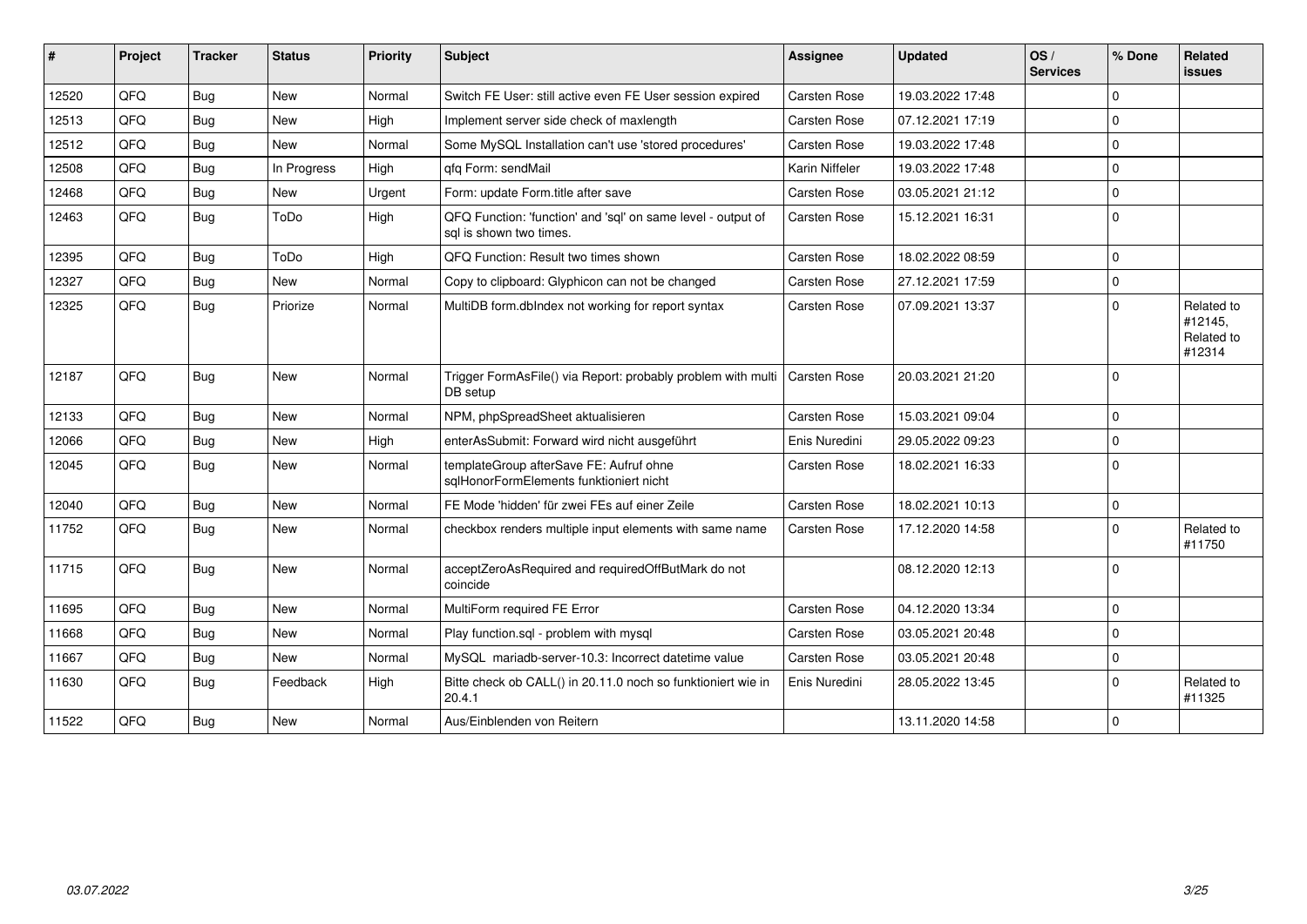| # | Project | Tracker | Status | Priority | Subject | Assignee | Updated | OS / Services | % Done | Related issues |
|---|---|---|---|---|---|---|---|---|---|---|
| 12520 | QFQ | Bug | New | Normal | Switch FE User: still active even FE User session expired | Carsten Rose | 19.03.2022 17:48 | | 0 | |
| 12513 | QFQ | Bug | New | High | Implement server side check of maxlength | Carsten Rose | 07.12.2021 17:19 | | 0 | |
| 12512 | QFQ | Bug | New | Normal | Some MySQL Installation can't use 'stored procedures' | Carsten Rose | 19.03.2022 17:48 | | 0 | |
| 12508 | QFQ | Bug | In Progress | High | qfq Form: sendMail | Karin Niffeler | 19.03.2022 17:48 | | 0 | |
| 12468 | QFQ | Bug | New | Urgent | Form: update Form.title after save | Carsten Rose | 03.05.2021 21:12 | | 0 | |
| 12463 | QFQ | Bug | ToDo | High | QFQ Function: 'function' and 'sql' on same level - output of sql is shown two times. | Carsten Rose | 15.12.2021 16:31 | | 0 | |
| 12395 | QFQ | Bug | ToDo | High | QFQ Function: Result two times shown | Carsten Rose | 18.02.2022 08:59 | | 0 | |
| 12327 | QFQ | Bug | New | Normal | Copy to clipboard: Glyphicon can not be changed | Carsten Rose | 27.12.2021 17:59 | | 0 | |
| 12325 | QFQ | Bug | Priorize | Normal | MultiDB form.dbIndex not working for report syntax | Carsten Rose | 07.09.2021 13:37 | | 0 | Related to #12145, Related to #12314 |
| 12187 | QFQ | Bug | New | Normal | Trigger FormAsFile() via Report: probably problem with multi DB setup | Carsten Rose | 20.03.2021 21:20 | | 0 | |
| 12133 | QFQ | Bug | New | Normal | NPM, phpSpreadSheet aktualisieren | Carsten Rose | 15.03.2021 09:04 | | 0 | |
| 12066 | QFQ | Bug | New | High | enterAsSubmit: Forward wird nicht ausgeführt | Enis Nuredini | 29.05.2022 09:23 | | 0 | |
| 12045 | QFQ | Bug | New | Normal | templateGroup afterSave FE: Aufruf ohne sqlHonorFormElements funktioniert nicht | Carsten Rose | 18.02.2021 16:33 | | 0 | |
| 12040 | QFQ | Bug | New | Normal | FE Mode 'hidden' für zwei FEs auf einer Zeile | Carsten Rose | 18.02.2021 10:13 | | 0 | |
| 11752 | QFQ | Bug | New | Normal | checkbox renders multiple input elements with same name | Carsten Rose | 17.12.2020 14:58 | | 0 | Related to #11750 |
| 11715 | QFQ | Bug | New | Normal | acceptZeroAsRequired and requiredOffButMark do not coincide | | 08.12.2020 12:13 | | 0 | |
| 11695 | QFQ | Bug | New | Normal | MultiForm required FE Error | Carsten Rose | 04.12.2020 13:34 | | 0 | |
| 11668 | QFQ | Bug | New | Normal | Play function.sql - problem with mysql | Carsten Rose | 03.05.2021 20:48 | | 0 | |
| 11667 | QFQ | Bug | New | Normal | MySQL mariadb-server-10.3: Incorrect datetime value | Carsten Rose | 03.05.2021 20:48 | | 0 | |
| 11630 | QFQ | Bug | Feedback | High | Bitte check ob CALL() in 20.11.0 noch so funktioniert wie in 20.4.1 | Enis Nuredini | 28.05.2022 13:45 | | 0 | Related to #11325 |
| 11522 | QFQ | Bug | New | Normal | Aus/Einblenden von Reitern | | 13.11.2020 14:58 | | 0 | |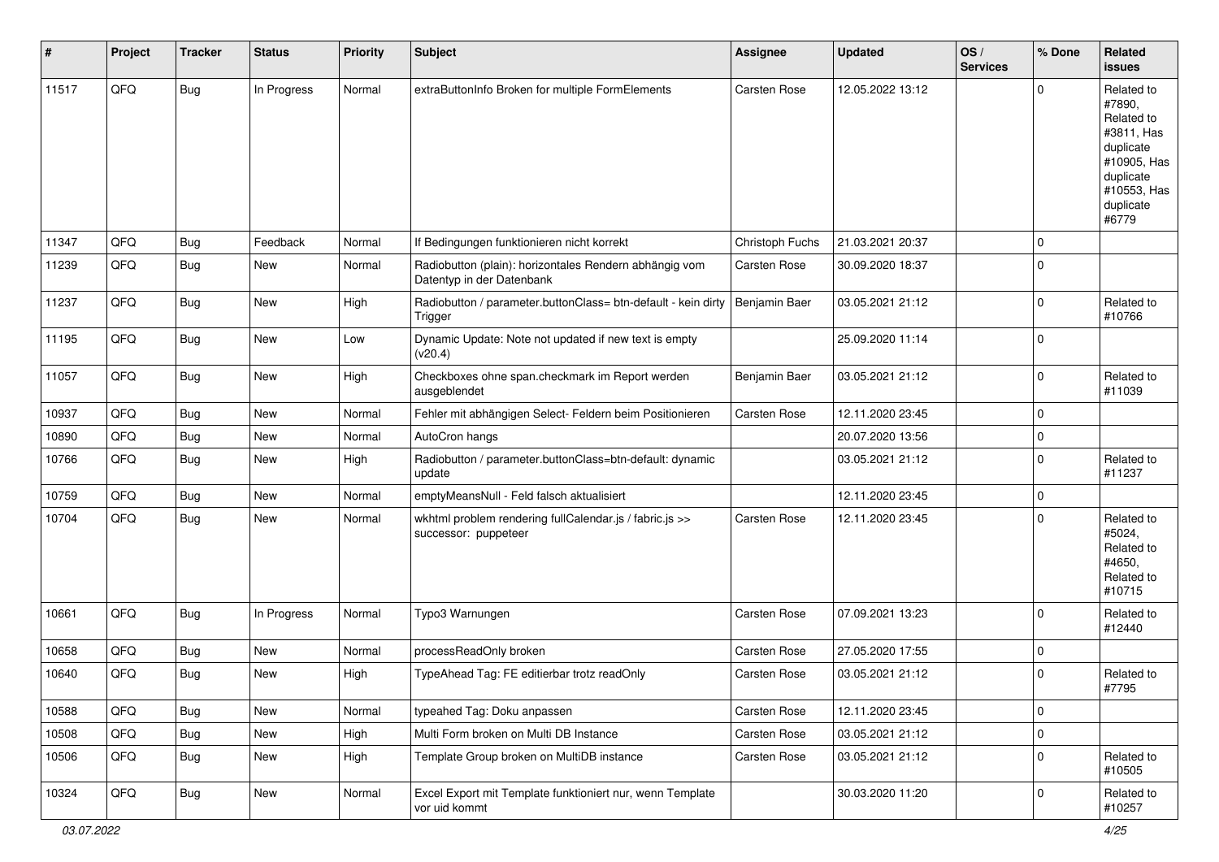| # | Project | Tracker | Status | Priority | Subject | Assignee | Updated | OS / Services | % Done | Related issues |
|---|---|---|---|---|---|---|---|---|---|---|
| 11517 | QFQ | Bug | In Progress | Normal | extraButtonInfo Broken for multiple FormElements | Carsten Rose | 12.05.2022 13:12 | | 0 | Related to #7890, Related to #3811, Has duplicate #10905, Has duplicate #10553, Has duplicate #6779 |
| 11347 | QFQ | Bug | Feedback | Normal | If Bedingungen funktionieren nicht korrekt | Christoph Fuchs | 21.03.2021 20:37 | | 0 | |
| 11239 | QFQ | Bug | New | Normal | Radiobutton (plain): horizontales Rendern abhängig vom Datentyp in der Datenbank | Carsten Rose | 30.09.2020 18:37 | | 0 | |
| 11237 | QFQ | Bug | New | High | Radiobutton / parameter.buttonClass= btn-default - kein dirty Trigger | Benjamin Baer | 03.05.2021 21:12 | | 0 | Related to #10766 |
| 11195 | QFQ | Bug | New | Low | Dynamic Update: Note not updated if new text is empty (v20.4) | | 25.09.2020 11:14 | | 0 | |
| 11057 | QFQ | Bug | New | High | Checkboxes ohne span.checkmark im Report werden ausgeblendet | Benjamin Baer | 03.05.2021 21:12 | | 0 | Related to #11039 |
| 10937 | QFQ | Bug | New | Normal | Fehler mit abhängigen Select- Feldern beim Positionieren | Carsten Rose | 12.11.2020 23:45 | | 0 | |
| 10890 | QFQ | Bug | New | Normal | AutoCron hangs | | 20.07.2020 13:56 | | 0 | |
| 10766 | QFQ | Bug | New | High | Radiobutton / parameter.buttonClass=btn-default: dynamic update | | 03.05.2021 21:12 | | 0 | Related to #11237 |
| 10759 | QFQ | Bug | New | Normal | emptyMeansNull - Feld falsch aktualisiert | | 12.11.2020 23:45 | | 0 | |
| 10704 | QFQ | Bug | New | Normal | wkhtml problem rendering fullCalendar.js / fabric.js >> successor: puppeteer | Carsten Rose | 12.11.2020 23:45 | | 0 | Related to #5024, Related to #4650, Related to #10715 |
| 10661 | QFQ | Bug | In Progress | Normal | Typo3 Warnungen | Carsten Rose | 07.09.2021 13:23 | | 0 | Related to #12440 |
| 10658 | QFQ | Bug | New | Normal | processReadOnly broken | Carsten Rose | 27.05.2020 17:55 | | 0 | |
| 10640 | QFQ | Bug | New | High | TypeAhead Tag: FE editierbar trotz readOnly | Carsten Rose | 03.05.2021 21:12 | | 0 | Related to #7795 |
| 10588 | QFQ | Bug | New | Normal | typeahed Tag: Doku anpassen | Carsten Rose | 12.11.2020 23:45 | | 0 | |
| 10508 | QFQ | Bug | New | High | Multi Form broken on Multi DB Instance | Carsten Rose | 03.05.2021 21:12 | | 0 | |
| 10506 | QFQ | Bug | New | High | Template Group broken on MultiDB instance | Carsten Rose | 03.05.2021 21:12 | | 0 | Related to #10505 |
| 10324 | QFQ | Bug | New | Normal | Excel Export mit Template funktioniert nur, wenn Template vor uid kommt | | 30.03.2020 11:20 | | 0 | Related to #10257 |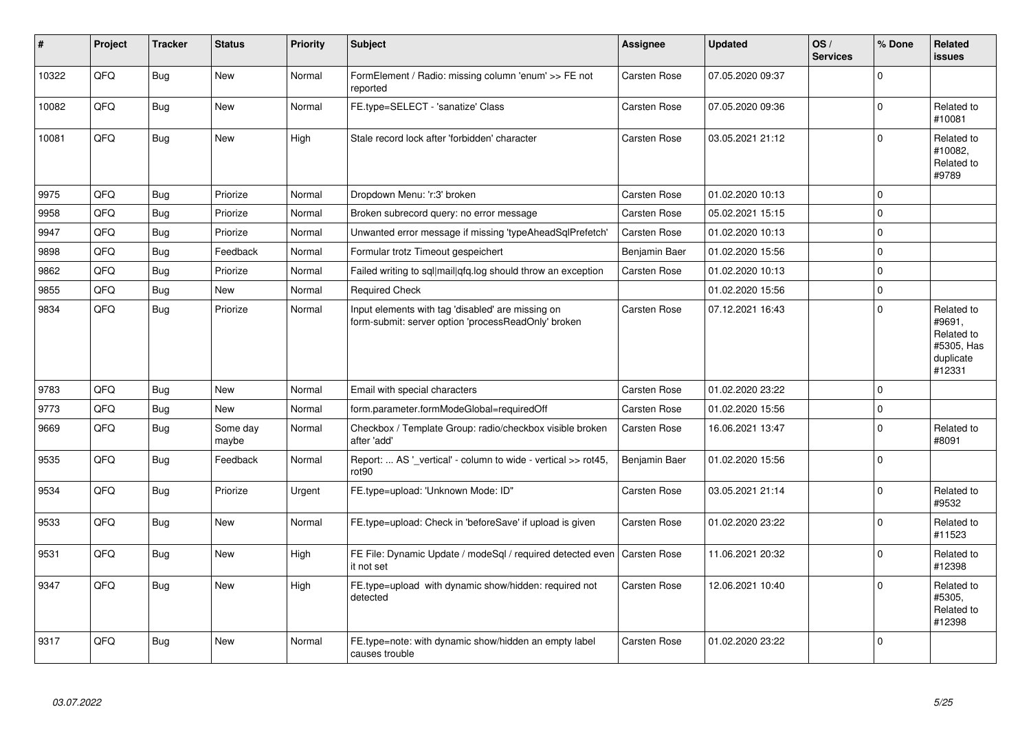| # | Project | Tracker | Status | Priority | Subject | Assignee | Updated | OS / Services | % Done | Related issues |
|---|---|---|---|---|---|---|---|---|---|---|
| 10322 | QFQ | Bug | New | Normal | FormElement / Radio: missing column 'enum' >> FE not reported | Carsten Rose | 07.05.2020 09:37 | | 0 | |
| 10082 | QFQ | Bug | New | Normal | FE.type=SELECT - 'sanatize' Class | Carsten Rose | 07.05.2020 09:36 | | 0 | Related to #10081 |
| 10081 | QFQ | Bug | New | High | Stale record lock after 'forbidden' character | Carsten Rose | 03.05.2021 21:12 | | 0 | Related to #10082, Related to #9789 |
| 9975 | QFQ | Bug | Priorize | Normal | Dropdown Menu: 'r:3' broken | Carsten Rose | 01.02.2020 10:13 | | 0 | |
| 9958 | QFQ | Bug | Priorize | Normal | Broken subrecord query: no error message | Carsten Rose | 05.02.2021 15:15 | | 0 | |
| 9947 | QFQ | Bug | Priorize | Normal | Unwanted error message if missing 'typeAheadSqlPrefetch' | Carsten Rose | 01.02.2020 10:13 | | 0 | |
| 9898 | QFQ | Bug | Feedback | Normal | Formular trotz Timeout gespeichert | Benjamin Baer | 01.02.2020 15:56 | | 0 | |
| 9862 | QFQ | Bug | Priorize | Normal | Failed writing to sql\|mail\|qfq.log should throw an exception | Carsten Rose | 01.02.2020 10:13 | | 0 | |
| 9855 | QFQ | Bug | New | Normal | Required Check | | 01.02.2020 15:56 | | 0 | |
| 9834 | QFQ | Bug | Priorize | Normal | Input elements with tag 'disabled' are missing on form-submit: server option 'processReadOnly' broken | Carsten Rose | 07.12.2021 16:43 | | 0 | Related to #9691, Related to #5305, Has duplicate #12331 |
| 9783 | QFQ | Bug | New | Normal | Email with special characters | Carsten Rose | 01.02.2020 23:22 | | 0 | |
| 9773 | QFQ | Bug | New | Normal | form.parameter.formModeGlobal=requiredOff | Carsten Rose | 01.02.2020 15:56 | | 0 | |
| 9669 | QFQ | Bug | Some day maybe | Normal | Checkbox / Template Group: radio/checkbox visible broken after 'add' | Carsten Rose | 16.06.2021 13:47 | | 0 | Related to #8091 |
| 9535 | QFQ | Bug | Feedback | Normal | Report: ... AS '_vertical' - column to wide - vertical >> rot45, rot90 | Benjamin Baer | 01.02.2020 15:56 | | 0 | |
| 9534 | QFQ | Bug | Priorize | Urgent | FE.type=upload: 'Unknown Mode: ID" | Carsten Rose | 03.05.2021 21:14 | | 0 | Related to #9532 |
| 9533 | QFQ | Bug | New | Normal | FE.type=upload: Check in 'beforeSave' if upload is given | Carsten Rose | 01.02.2020 23:22 | | 0 | Related to #11523 |
| 9531 | QFQ | Bug | New | High | FE File: Dynamic Update / modeSql / required detected even it not set | Carsten Rose | 11.06.2021 20:32 | | 0 | Related to #12398 |
| 9347 | QFQ | Bug | New | High | FE.type=upload with dynamic show/hidden: required not detected | Carsten Rose | 12.06.2021 10:40 | | 0 | Related to #5305, Related to #12398 |
| 9317 | QFQ | Bug | New | Normal | FE.type=note: with dynamic show/hidden an empty label causes trouble | Carsten Rose | 01.02.2020 23:22 | | 0 | |

*03.07.2022*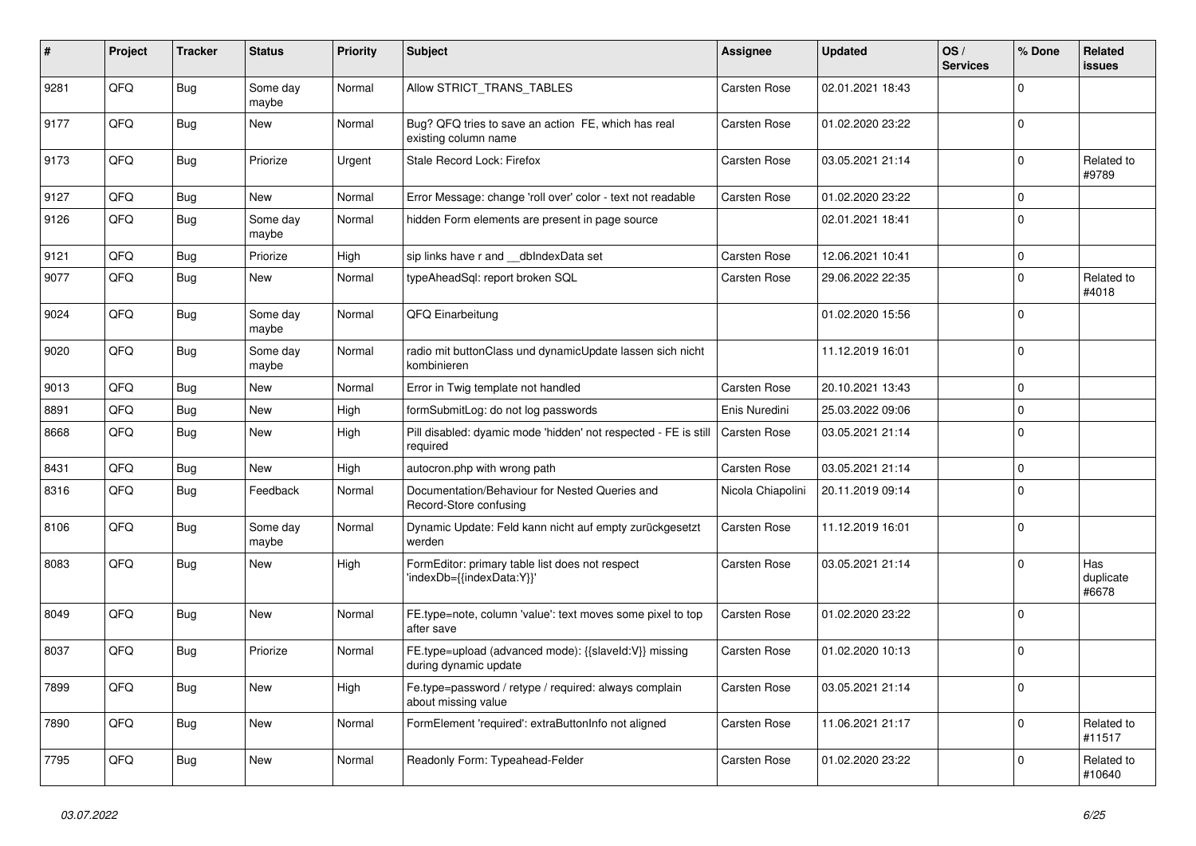| # | Project | Tracker | Status | Priority | Subject | Assignee | Updated | OS / Services | % Done | Related issues |
|---|---|---|---|---|---|---|---|---|---|---|
| 9281 | QFQ | Bug | Some day maybe | Normal | Allow STRICT_TRANS_TABLES | Carsten Rose | 02.01.2021 18:43 | | 0 | |
| 9177 | QFQ | Bug | New | Normal | Bug? QFQ tries to save an action FE, which has real existing column name | Carsten Rose | 01.02.2020 23:22 | | 0 | |
| 9173 | QFQ | Bug | Priorize | Urgent | Stale Record Lock: Firefox | Carsten Rose | 03.05.2021 21:14 | | 0 | Related to #9789 |
| 9127 | QFQ | Bug | New | Normal | Error Message: change 'roll over' color - text not readable | Carsten Rose | 01.02.2020 23:22 | | 0 | |
| 9126 | QFQ | Bug | Some day maybe | Normal | hidden Form elements are present in page source | | 02.01.2021 18:41 | | 0 | |
| 9121 | QFQ | Bug | Priorize | High | sip links have r and __dbIndexData set | Carsten Rose | 12.06.2021 10:41 | | 0 | |
| 9077 | QFQ | Bug | New | Normal | typeAheadSql: report broken SQL | Carsten Rose | 29.06.2022 22:35 | | 0 | Related to #4018 |
| 9024 | QFQ | Bug | Some day maybe | Normal | QFQ Einarbeitung | | 01.02.2020 15:56 | | 0 | |
| 9020 | QFQ | Bug | Some day maybe | Normal | radio mit buttonClass und dynamicUpdate lassen sich nicht kombinieren | | 11.12.2019 16:01 | | 0 | |
| 9013 | QFQ | Bug | New | Normal | Error in Twig template not handled | Carsten Rose | 20.10.2021 13:43 | | 0 | |
| 8891 | QFQ | Bug | New | High | formSubmitLog: do not log passwords | Enis Nuredini | 25.03.2022 09:06 | | 0 | |
| 8668 | QFQ | Bug | New | High | Pill disabled: dyamic mode 'hidden' not respected - FE is still required | Carsten Rose | 03.05.2021 21:14 | | 0 | |
| 8431 | QFQ | Bug | New | High | autocron.php with wrong path | Carsten Rose | 03.05.2021 21:14 | | 0 | |
| 8316 | QFQ | Bug | Feedback | Normal | Documentation/Behaviour for Nested Queries and Record-Store confusing | Nicola Chiapolini | 20.11.2019 09:14 | | 0 | |
| 8106 | QFQ | Bug | Some day maybe | Normal | Dynamic Update: Feld kann nicht auf empty zurückgesetzt werden | Carsten Rose | 11.12.2019 16:01 | | 0 | |
| 8083 | QFQ | Bug | New | High | FormEditor: primary table list does not respect 'indexDb={{indexData:Y}}' | Carsten Rose | 03.05.2021 21:14 | | 0 | Has duplicate #6678 |
| 8049 | QFQ | Bug | New | Normal | FE.type=note, column 'value': text moves some pixel to top after save | Carsten Rose | 01.02.2020 23:22 | | 0 | |
| 8037 | QFQ | Bug | Priorize | Normal | FE.type=upload (advanced mode): {{slaveId:V}} missing during dynamic update | Carsten Rose | 01.02.2020 10:13 | | 0 | |
| 7899 | QFQ | Bug | New | High | Fe.type=password / retype / required: always complain about missing value | Carsten Rose | 03.05.2021 21:14 | | 0 | |
| 7890 | QFQ | Bug | New | Normal | FormElement 'required': extraButtonInfo not aligned | Carsten Rose | 11.06.2021 21:17 | | 0 | Related to #11517 |
| 7795 | QFQ | Bug | New | Normal | Readonly Form: Typeahead-Felder | Carsten Rose | 01.02.2020 23:22 | | 0 | Related to #10640 |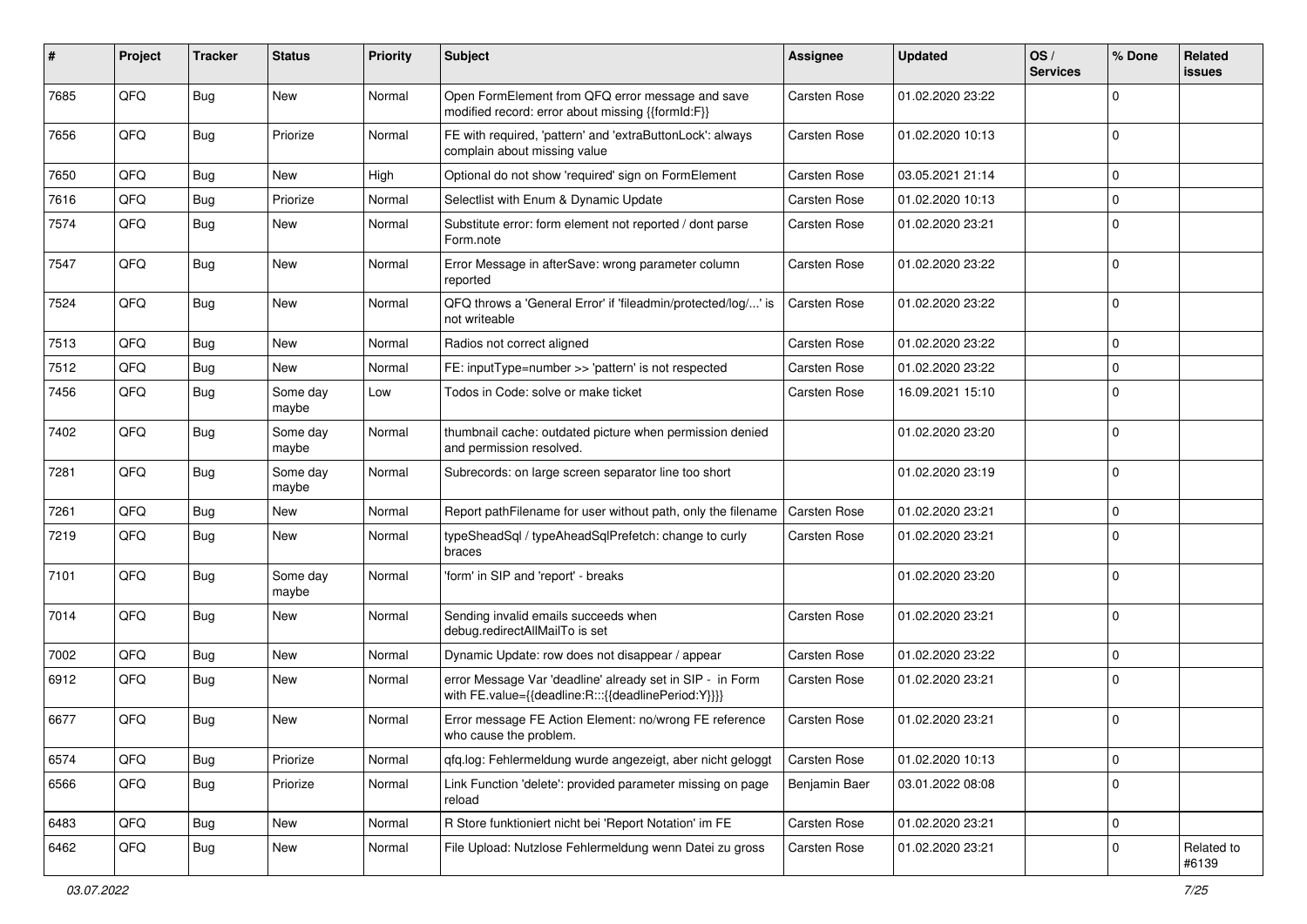| # | Project | Tracker | Status | Priority | Subject | Assignee | Updated | OS / Services | % Done | Related issues |
|---|---|---|---|---|---|---|---|---|---|---|
| 7685 | QFQ | Bug | New | Normal | Open FormElement from QFQ error message and save modified record: error about missing {{formId:F}} | Carsten Rose | 01.02.2020 23:22 | | 0 | |
| 7656 | QFQ | Bug | Priorize | Normal | FE with required, 'pattern' and 'extraButtonLock': always complain about missing value | Carsten Rose | 01.02.2020 10:13 | | 0 | |
| 7650 | QFQ | Bug | New | High | Optional do not show 'required' sign on FormElement | Carsten Rose | 03.05.2021 21:14 | | 0 | |
| 7616 | QFQ | Bug | Priorize | Normal | Selectlist with Enum & Dynamic Update | Carsten Rose | 01.02.2020 10:13 | | 0 | |
| 7574 | QFQ | Bug | New | Normal | Substitute error: form element not reported / dont parse Form.note | Carsten Rose | 01.02.2020 23:21 | | 0 | |
| 7547 | QFQ | Bug | New | Normal | Error Message in afterSave: wrong parameter column reported | Carsten Rose | 01.02.2020 23:22 | | 0 | |
| 7524 | QFQ | Bug | New | Normal | QFQ throws a 'General Error' if 'fileadmin/protected/log/...' is not writeable | Carsten Rose | 01.02.2020 23:22 | | 0 | |
| 7513 | QFQ | Bug | New | Normal | Radios not correct aligned | Carsten Rose | 01.02.2020 23:22 | | 0 | |
| 7512 | QFQ | Bug | New | Normal | FE: inputType=number >> 'pattern' is not respected | Carsten Rose | 01.02.2020 23:22 | | 0 | |
| 7456 | QFQ | Bug | Some day maybe | Low | Todos in Code: solve or make ticket | Carsten Rose | 16.09.2021 15:10 | | 0 | |
| 7402 | QFQ | Bug | Some day maybe | Normal | thumbnail cache: outdated picture when permission denied and permission resolved. | | 01.02.2020 23:20 | | 0 | |
| 7281 | QFQ | Bug | Some day maybe | Normal | Subrecords: on large screen separator line too short | | 01.02.2020 23:19 | | 0 | |
| 7261 | QFQ | Bug | New | Normal | Report pathFilename for user without path, only the filename | Carsten Rose | 01.02.2020 23:21 | | 0 | |
| 7219 | QFQ | Bug | New | Normal | typeSheadSql / typeAheadSqlPrefetch: change to curly braces | Carsten Rose | 01.02.2020 23:21 | | 0 | |
| 7101 | QFQ | Bug | Some day maybe | Normal | 'form' in SIP and 'report' - breaks | | 01.02.2020 23:20 | | 0 | |
| 7014 | QFQ | Bug | New | Normal | Sending invalid emails succeeds when debug.redirectAllMailTo is set | Carsten Rose | 01.02.2020 23:21 | | 0 | |
| 7002 | QFQ | Bug | New | Normal | Dynamic Update: row does not disappear / appear | Carsten Rose | 01.02.2020 23:22 | | 0 | |
| 6912 | QFQ | Bug | New | Normal | error Message Var 'deadline' already set in SIP - in Form with FE.value={{deadline:R:::{{deadlinePeriod:Y}}}} | Carsten Rose | 01.02.2020 23:21 | | 0 | |
| 6677 | QFQ | Bug | New | Normal | Error message FE Action Element: no/wrong FE reference who cause the problem. | Carsten Rose | 01.02.2020 23:21 | | 0 | |
| 6574 | QFQ | Bug | Priorize | Normal | qfq.log: Fehlermeldung wurde angezeigt, aber nicht geloggt | Carsten Rose | 01.02.2020 10:13 | | 0 | |
| 6566 | QFQ | Bug | Priorize | Normal | Link Function 'delete': provided parameter missing on page reload | Benjamin Baer | 03.01.2022 08:08 | | 0 | |
| 6483 | QFQ | Bug | New | Normal | R Store funktioniert nicht bei 'Report Notation' im FE | Carsten Rose | 01.02.2020 23:21 | | 0 | |
| 6462 | QFQ | Bug | New | Normal | File Upload: Nutzlose Fehlermeldung wenn Datei zu gross | Carsten Rose | 01.02.2020 23:21 | | 0 | Related to #6139 |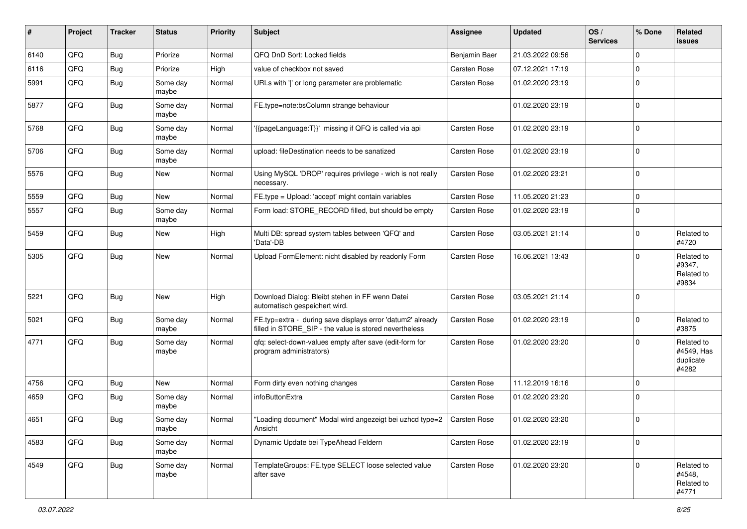| # | Project | Tracker | Status | Priority | Subject | Assignee | Updated | OS / Services | % Done | Related issues |
|---|---|---|---|---|---|---|---|---|---|---|
| 6140 | QFQ | Bug | Priorize | Normal | QFQ DnD Sort: Locked fields | Benjamin Baer | 21.03.2022 09:56 | | 0 | |
| 6116 | QFQ | Bug | Priorize | High | value of checkbox not saved | Carsten Rose | 07.12.2021 17:19 | | 0 | |
| 5991 | QFQ | Bug | Some day maybe | Normal | URLs with '\|' or long parameter are problematic | Carsten Rose | 01.02.2020 23:19 | | 0 | |
| 5877 | QFQ | Bug | Some day maybe | Normal | FE.type=note:bsColumn strange behaviour | | 01.02.2020 23:19 | | 0 | |
| 5768 | QFQ | Bug | Some day maybe | Normal | '{{pageLanguage:T}}' missing if QFQ is called via api | Carsten Rose | 01.02.2020 23:19 | | 0 | |
| 5706 | QFQ | Bug | Some day maybe | Normal | upload: fileDestination needs to be sanatized | Carsten Rose | 01.02.2020 23:19 | | 0 | |
| 5576 | QFQ | Bug | New | Normal | Using MySQL 'DROP' requires privilege - wich is not really necessary. | Carsten Rose | 01.02.2020 23:21 | | 0 | |
| 5559 | QFQ | Bug | New | Normal | FE.type = Upload: 'accept' might contain variables | Carsten Rose | 11.05.2020 21:23 | | 0 | |
| 5557 | QFQ | Bug | Some day maybe | Normal | Form load: STORE_RECORD filled, but should be empty | Carsten Rose | 01.02.2020 23:19 | | 0 | |
| 5459 | QFQ | Bug | New | High | Multi DB: spread system tables between 'QFQ' and 'Data'-DB | Carsten Rose | 03.05.2021 21:14 | | 0 | Related to #4720 |
| 5305 | QFQ | Bug | New | Normal | Upload FormElement: nicht disabled by readonly Form | Carsten Rose | 16.06.2021 13:43 | | 0 | Related to #9347, Related to #9834 |
| 5221 | QFQ | Bug | New | High | Download Dialog: Bleibt stehen in FF wenn Datei automatisch gespeichert wird. | Carsten Rose | 03.05.2021 21:14 | | 0 | |
| 5021 | QFQ | Bug | Some day maybe | Normal | FE.typ=extra - during save displays error 'datum2' already filled in STORE_SIP - the value is stored nevertheless | Carsten Rose | 01.02.2020 23:19 | | 0 | Related to #3875 |
| 4771 | QFQ | Bug | Some day maybe | Normal | qfq: select-down-values empty after save (edit-form for program administrators) | Carsten Rose | 01.02.2020 23:20 | | 0 | Related to #4549, Has duplicate #4282 |
| 4756 | QFQ | Bug | New | Normal | Form dirty even nothing changes | Carsten Rose | 11.12.2019 16:16 | | 0 | |
| 4659 | QFQ | Bug | Some day maybe | Normal | infoButtonExtra | Carsten Rose | 01.02.2020 23:20 | | 0 | |
| 4651 | QFQ | Bug | Some day maybe | Normal | "Loading document" Modal wird angezeigt bei uzhcd type=2 Ansicht | Carsten Rose | 01.02.2020 23:20 | | 0 | |
| 4583 | QFQ | Bug | Some day maybe | Normal | Dynamic Update bei TypeAhead Feldern | Carsten Rose | 01.02.2020 23:19 | | 0 | |
| 4549 | QFQ | Bug | Some day maybe | Normal | TemplateGroups: FE.type SELECT loose selected value after save | Carsten Rose | 01.02.2020 23:20 | | 0 | Related to #4548, Related to #4771 |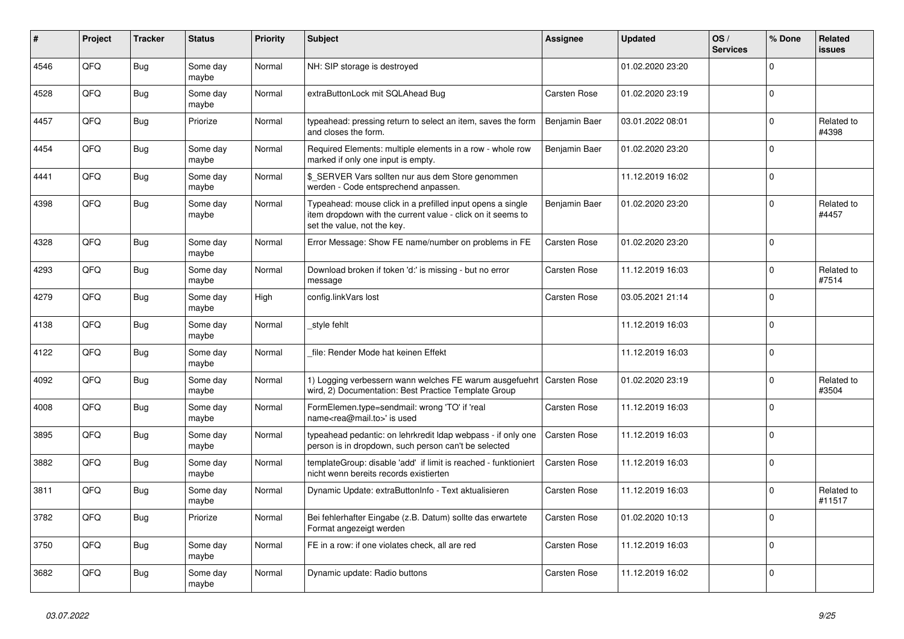| # | Project | Tracker | Status | Priority | Subject | Assignee | Updated | OS / Services | % Done | Related issues |
|---|---|---|---|---|---|---|---|---|---|---|
| 4546 | QFQ | Bug | Some day maybe | Normal | NH: SIP storage is destroyed | | 01.02.2020 23:20 | | 0 | |
| 4528 | QFQ | Bug | Some day maybe | Normal | extraButtonLock mit SQLAhead Bug | Carsten Rose | 01.02.2020 23:19 | | 0 | |
| 4457 | QFQ | Bug | Priorize | Normal | typeahead: pressing return to select an item, saves the form and closes the form. | Benjamin Baer | 03.01.2022 08:01 | | 0 | Related to #4398 |
| 4454 | QFQ | Bug | Some day maybe | Normal | Required Elements: multiple elements in a row - whole row marked if only one input is empty. | Benjamin Baer | 01.02.2020 23:20 | | 0 | |
| 4441 | QFQ | Bug | Some day maybe | Normal | $_SERVER Vars sollten nur aus dem Store genommen werden - Code entsprechend anpassen. | | 11.12.2019 16:02 | | 0 | |
| 4398 | QFQ | Bug | Some day maybe | Normal | Typeahead: mouse click in a prefilled input opens a single item dropdown with the current value - click on it seems to set the value, not the key. | Benjamin Baer | 01.02.2020 23:20 | | 0 | Related to #4457 |
| 4328 | QFQ | Bug | Some day maybe | Normal | Error Message: Show FE name/number on problems in FE | Carsten Rose | 01.02.2020 23:20 | | 0 | |
| 4293 | QFQ | Bug | Some day maybe | Normal | Download broken if token 'd:' is missing - but no error message | Carsten Rose | 11.12.2019 16:03 | | 0 | Related to #7514 |
| 4279 | QFQ | Bug | Some day maybe | High | config.linkVars lost | Carsten Rose | 03.05.2021 21:14 | | 0 | |
| 4138 | QFQ | Bug | Some day maybe | Normal | _style fehlt | | 11.12.2019 16:03 | | 0 | |
| 4122 | QFQ | Bug | Some day maybe | Normal | _file: Render Mode hat keinen Effekt | | 11.12.2019 16:03 | | 0 | |
| 4092 | QFQ | Bug | Some day maybe | Normal | 1) Logging verbessern wann welches FE warum ausgefuehrt wird, 2) Documentation: Best Practice Template Group | Carsten Rose | 01.02.2020 23:19 | | 0 | Related to #3504 |
| 4008 | QFQ | Bug | Some day maybe | Normal | FormElemen.type=sendmail: wrong 'TO' if 'real name<rea@mail.to>' is used | Carsten Rose | 11.12.2019 16:03 | | 0 | |
| 3895 | QFQ | Bug | Some day maybe | Normal | typeahead pedantic: on lehrkredit ldap webpass - if only one person is in dropdown, such person can't be selected | Carsten Rose | 11.12.2019 16:03 | | 0 | |
| 3882 | QFQ | Bug | Some day maybe | Normal | templateGroup: disable 'add' if limit is reached - funktioniert nicht wenn bereits records existierten | Carsten Rose | 11.12.2019 16:03 | | 0 | |
| 3811 | QFQ | Bug | Some day maybe | Normal | Dynamic Update: extraButtonInfo - Text aktualisieren | Carsten Rose | 11.12.2019 16:03 | | 0 | Related to #11517 |
| 3782 | QFQ | Bug | Priorize | Normal | Bei fehlerhafter Eingabe (z.B. Datum) sollte das erwartete Format angezeigt werden | Carsten Rose | 01.02.2020 10:13 | | 0 | |
| 3750 | QFQ | Bug | Some day maybe | Normal | FE in a row: if one violates check, all are red | Carsten Rose | 11.12.2019 16:03 | | 0 | |
| 3682 | QFQ | Bug | Some day maybe | Normal | Dynamic update: Radio buttons | Carsten Rose | 11.12.2019 16:02 | | 0 | |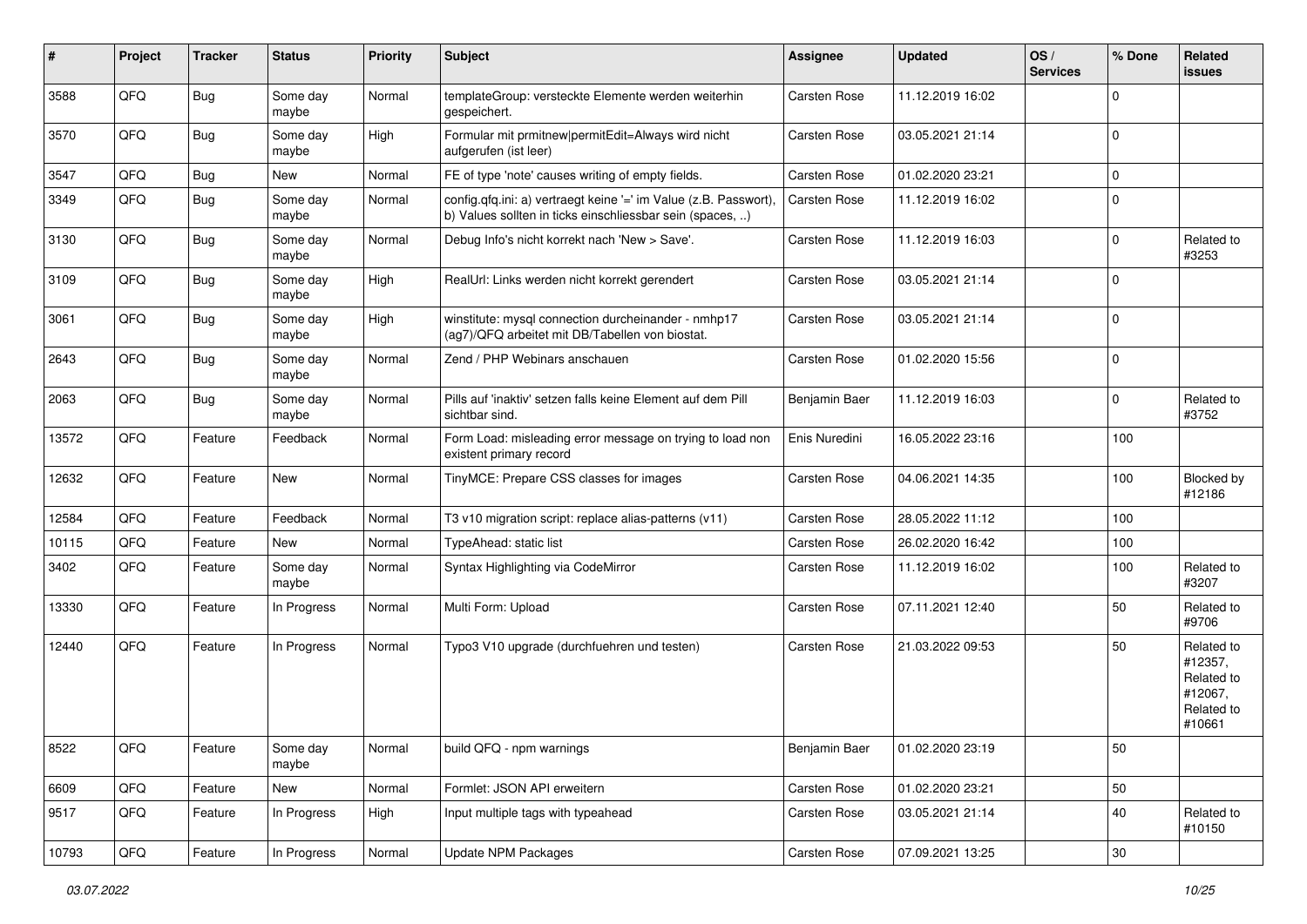| # | Project | Tracker | Status | Priority | Subject | Assignee | Updated | OS / Services | % Done | Related issues |
|---|---|---|---|---|---|---|---|---|---|---|
| 3588 | QFQ | Bug | Some day maybe | Normal | templateGroup: versteckte Elemente werden weiterhin gespeichert. | Carsten Rose | 11.12.2019 16:02 | | 0 | |
| 3570 | QFQ | Bug | Some day maybe | High | Formular mit prmitnew\|permitEdit=Always wird nicht aufgerufen (ist leer) | Carsten Rose | 03.05.2021 21:14 | | 0 | |
| 3547 | QFQ | Bug | New | Normal | FE of type 'note' causes writing of empty fields. | Carsten Rose | 01.02.2020 23:21 | | 0 | |
| 3349 | QFQ | Bug | Some day maybe | Normal | config.qfq.ini: a) vertraegt keine '=' im Value (z.B. Passwort), b) Values sollten in ticks einschliessbar sein (spaces, ..) | Carsten Rose | 11.12.2019 16:02 | | 0 | |
| 3130 | QFQ | Bug | Some day maybe | Normal | Debug Info's nicht korrekt nach 'New > Save'. | Carsten Rose | 11.12.2019 16:03 | | 0 | Related to #3253 |
| 3109 | QFQ | Bug | Some day maybe | High | RealUrl: Links werden nicht korrekt gerendert | Carsten Rose | 03.05.2021 21:14 | | 0 | |
| 3061 | QFQ | Bug | Some day maybe | High | winstitute: mysql connection durcheinander - nmhp17 (ag7)/QFQ arbeitet mit DB/Tabellen von biostat. | Carsten Rose | 03.05.2021 21:14 | | 0 | |
| 2643 | QFQ | Bug | Some day maybe | Normal | Zend / PHP Webinars anschauen | Carsten Rose | 01.02.2020 15:56 | | 0 | |
| 2063 | QFQ | Bug | Some day maybe | Normal | Pills auf 'inaktiv' setzen falls keine Element auf dem Pill sichtbar sind. | Benjamin Baer | 11.12.2019 16:03 | | 0 | Related to #3752 |
| 13572 | QFQ | Feature | Feedback | Normal | Form Load: misleading error message on trying to load non existent primary record | Enis Nuredini | 16.05.2022 23:16 | | 100 | |
| 12632 | QFQ | Feature | New | Normal | TinyMCE: Prepare CSS classes for images | Carsten Rose | 04.06.2021 14:35 | | 100 | Blocked by #12186 |
| 12584 | QFQ | Feature | Feedback | Normal | T3 v10 migration script: replace alias-patterns (v11) | Carsten Rose | 28.05.2022 11:12 | | 100 | |
| 10115 | QFQ | Feature | New | Normal | TypeAhead: static list | Carsten Rose | 26.02.2020 16:42 | | 100 | |
| 3402 | QFQ | Feature | Some day maybe | Normal | Syntax Highlighting via CodeMirror | Carsten Rose | 11.12.2019 16:02 | | 100 | Related to #3207 |
| 13330 | QFQ | Feature | In Progress | Normal | Multi Form: Upload | Carsten Rose | 07.11.2021 12:40 | | 50 | Related to #9706 |
| 12440 | QFQ | Feature | In Progress | Normal | Typo3 V10 upgrade (durchfuehren und testen) | Carsten Rose | 21.03.2022 09:53 | | 50 | Related to #12357, Related to #12067, Related to #10661 |
| 8522 | QFQ | Feature | Some day maybe | Normal | build QFQ - npm warnings | Benjamin Baer | 01.02.2020 23:19 | | 50 | |
| 6609 | QFQ | Feature | New | Normal | Formlet: JSON API erweitern | Carsten Rose | 01.02.2020 23:21 | | 50 | |
| 9517 | QFQ | Feature | In Progress | High | Input multiple tags with typeahead | Carsten Rose | 03.05.2021 21:14 | | 40 | Related to #10150 |
| 10793 | QFQ | Feature | In Progress | Normal | Update NPM Packages | Carsten Rose | 07.09.2021 13:25 | | 30 | |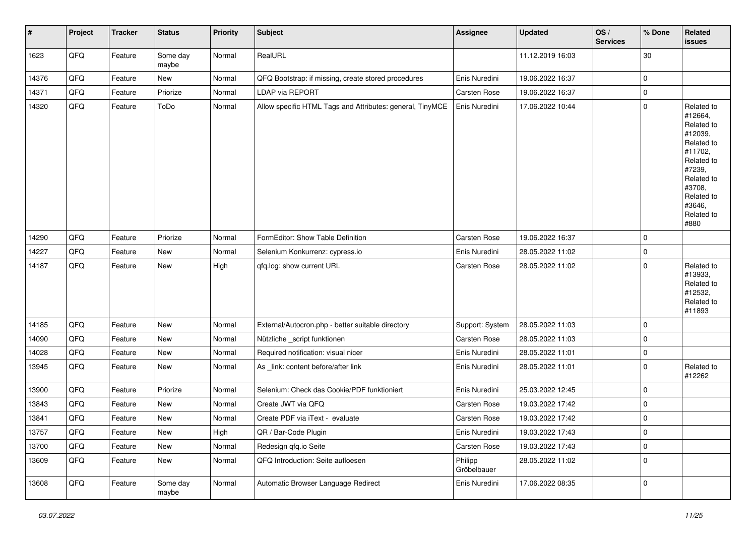| # | Project | Tracker | Status | Priority | Subject | Assignee | Updated | OS / Services | % Done | Related issues |
|---|---|---|---|---|---|---|---|---|---|---|
| 1623 | QFQ | Feature | Some day maybe | Normal | RealURL | | 11.12.2019 16:03 | | 30 | |
| 14376 | QFQ | Feature | New | Normal | QFQ Bootstrap: if missing, create stored procedures | Enis Nuredini | 19.06.2022 16:37 | | 0 | |
| 14371 | QFQ | Feature | Priorize | Normal | LDAP via REPORT | Carsten Rose | 19.06.2022 16:37 | | 0 | |
| 14320 | QFQ | Feature | ToDo | Normal | Allow specific HTML Tags and Attributes: general, TinyMCE | Enis Nuredini | 17.06.2022 10:44 | | 0 | Related to #12664, Related to #12039, Related to #11702, Related to #7239, Related to #3708, Related to #3646, Related to #880 |
| 14290 | QFQ | Feature | Priorize | Normal | FormEditor: Show Table Definition | Carsten Rose | 19.06.2022 16:37 | | 0 | |
| 14227 | QFQ | Feature | New | Normal | Selenium Konkurrenz: cypress.io | Enis Nuredini | 28.05.2022 11:02 | | 0 | |
| 14187 | QFQ | Feature | New | High | qfq.log: show current URL | Carsten Rose | 28.05.2022 11:02 | | 0 | Related to #13933, Related to #12532, Related to #11893 |
| 14185 | QFQ | Feature | New | Normal | External/Autocron.php - better suitable directory | Support: System | 28.05.2022 11:03 | | 0 | |
| 14090 | QFQ | Feature | New | Normal | Nützliche _script funktionen | Carsten Rose | 28.05.2022 11:03 | | 0 | |
| 14028 | QFQ | Feature | New | Normal | Required notification: visual nicer | Enis Nuredini | 28.05.2022 11:01 | | 0 | |
| 13945 | QFQ | Feature | New | Normal | As _link: content before/after link | Enis Nuredini | 28.05.2022 11:01 | | 0 | Related to #12262 |
| 13900 | QFQ | Feature | Priorize | Normal | Selenium: Check das Cookie/PDF funktioniert | Enis Nuredini | 25.03.2022 12:45 | | 0 | |
| 13843 | QFQ | Feature | New | Normal | Create JWT via QFQ | Carsten Rose | 19.03.2022 17:42 | | 0 | |
| 13841 | QFQ | Feature | New | Normal | Create PDF via iText - evaluate | Carsten Rose | 19.03.2022 17:42 | | 0 | |
| 13757 | QFQ | Feature | New | High | QR / Bar-Code Plugin | Enis Nuredini | 19.03.2022 17:43 | | 0 | |
| 13700 | QFQ | Feature | New | Normal | Redesign qfq.io Seite | Carsten Rose | 19.03.2022 17:43 | | 0 | |
| 13609 | QFQ | Feature | New | Normal | QFQ Introduction: Seite aufloesen | Philipp Gröbelbauer | 28.05.2022 11:02 | | 0 | |
| 13608 | QFQ | Feature | Some day maybe | Normal | Automatic Browser Language Redirect | Enis Nuredini | 17.06.2022 08:35 | | 0 | |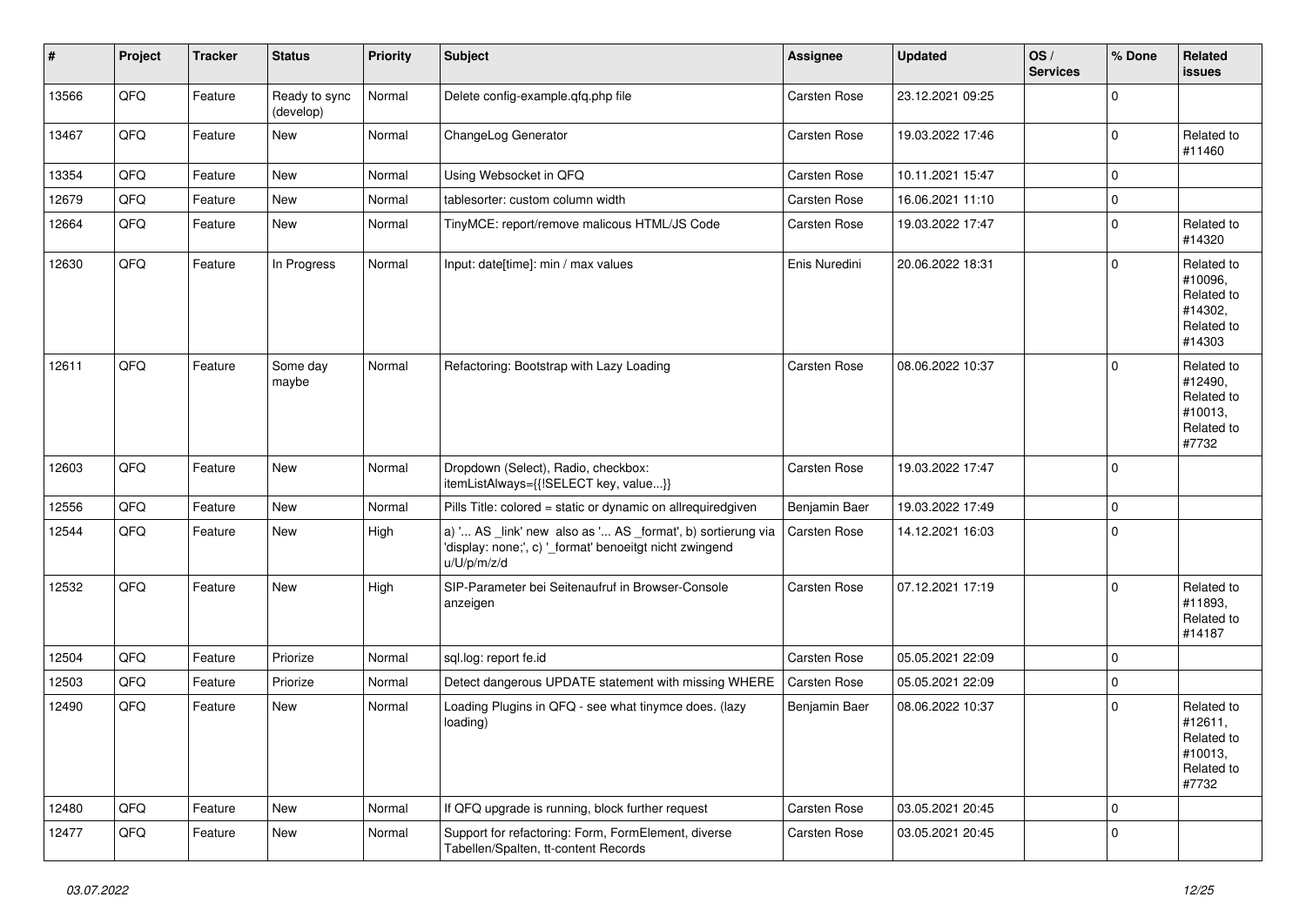| # | Project | Tracker | Status | Priority | Subject | Assignee | Updated | OS / Services | % Done | Related issues |
|---|---|---|---|---|---|---|---|---|---|---|
| 13566 | QFQ | Feature | Ready to sync (develop) | Normal | Delete config-example.qfq.php file | Carsten Rose | 23.12.2021 09:25 | | 0 | |
| 13467 | QFQ | Feature | New | Normal | ChangeLog Generator | Carsten Rose | 19.03.2022 17:46 | | 0 | Related to #11460 |
| 13354 | QFQ | Feature | New | Normal | Using Websocket in QFQ | Carsten Rose | 10.11.2021 15:47 | | 0 | |
| 12679 | QFQ | Feature | New | Normal | tablesorter: custom column width | Carsten Rose | 16.06.2021 11:10 | | 0 | |
| 12664 | QFQ | Feature | New | Normal | TinyMCE: report/remove malicous HTML/JS Code | Carsten Rose | 19.03.2022 17:47 | | 0 | Related to #14320 |
| 12630 | QFQ | Feature | In Progress | Normal | Input: date[time]: min / max values | Enis Nuredini | 20.06.2022 18:31 | | 0 | Related to #10096, Related to #14302, Related to #14303 |
| 12611 | QFQ | Feature | Some day maybe | Normal | Refactoring: Bootstrap with Lazy Loading | Carsten Rose | 08.06.2022 10:37 | | 0 | Related to #12490, Related to #10013, Related to #7732 |
| 12603 | QFQ | Feature | New | Normal | Dropdown (Select), Radio, checkbox: itemListAlways={{!SELECT key, value...}} | Carsten Rose | 19.03.2022 17:47 | | 0 | |
| 12556 | QFQ | Feature | New | Normal | Pills Title: colored = static or dynamic on allrequiredgiven | Benjamin Baer | 19.03.2022 17:49 | | 0 | |
| 12544 | QFQ | Feature | New | High | a) '... AS _link' new also as '... AS _format', b) sortierung via 'display: none;', c) '_format' benoeitgt nicht zwingend u/U/p/m/z/d | Carsten Rose | 14.12.2021 16:03 | | 0 | |
| 12532 | QFQ | Feature | New | High | SIP-Parameter bei Seitenaufruf in Browser-Console anzeigen | Carsten Rose | 07.12.2021 17:19 | | 0 | Related to #11893, Related to #14187 |
| 12504 | QFQ | Feature | Priorize | Normal | sql.log: report fe.id | Carsten Rose | 05.05.2021 22:09 | | 0 | |
| 12503 | QFQ | Feature | Priorize | Normal | Detect dangerous UPDATE statement with missing WHERE | Carsten Rose | 05.05.2021 22:09 | | 0 | |
| 12490 | QFQ | Feature | New | Normal | Loading Plugins in QFQ - see what tinymce does. (lazy loading) | Benjamin Baer | 08.06.2022 10:37 | | 0 | Related to #12611, Related to #10013, Related to #7732 |
| 12480 | QFQ | Feature | New | Normal | If QFQ upgrade is running, block further request | Carsten Rose | 03.05.2021 20:45 | | 0 | |
| 12477 | QFQ | Feature | New | Normal | Support for refactoring: Form, FormElement, diverse Tabellen/Spalten, tt-content Records | Carsten Rose | 03.05.2021 20:45 | | 0 | |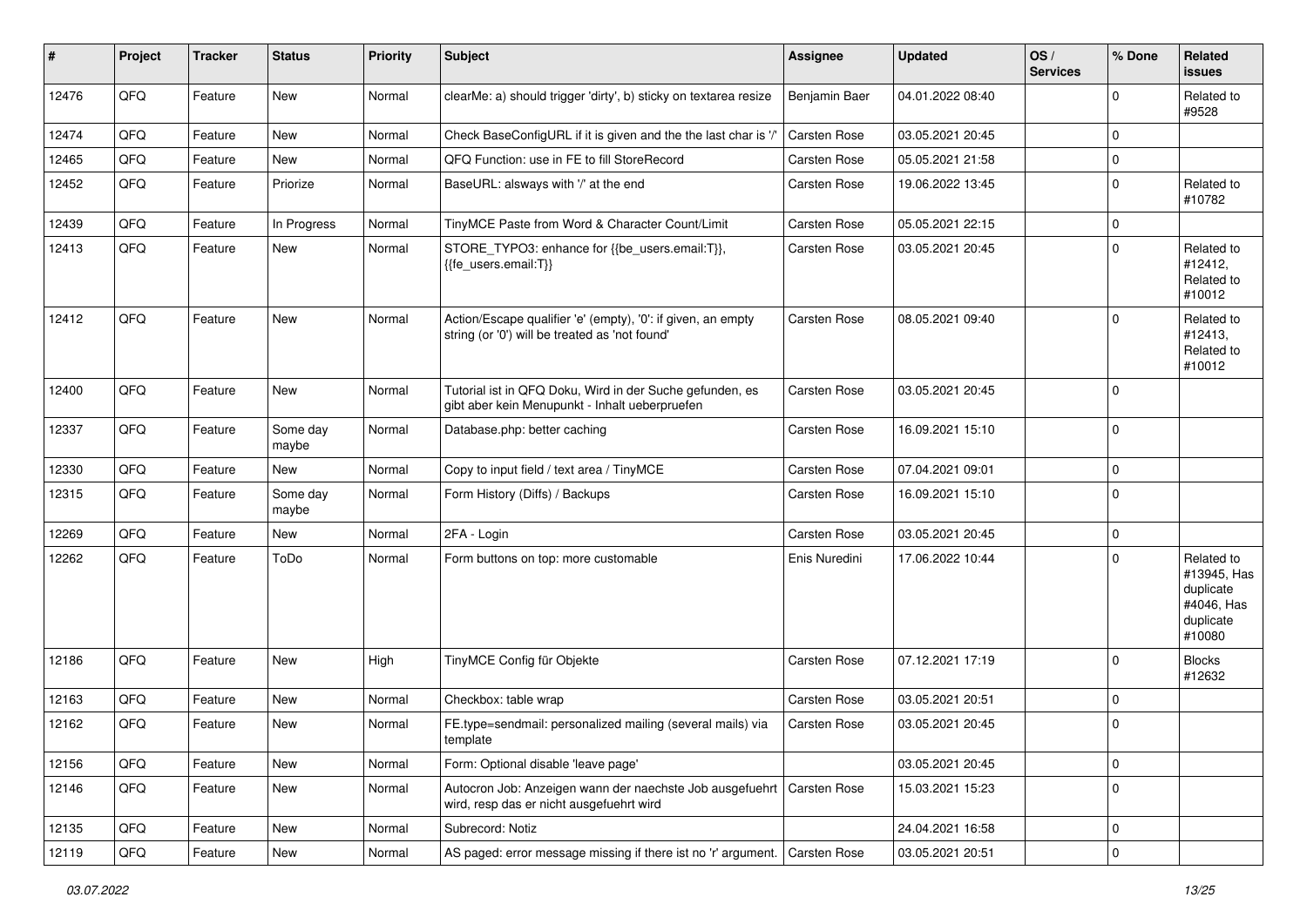| # | Project | Tracker | Status | Priority | Subject | Assignee | Updated | OS / Services | % Done | Related issues |
|---|---|---|---|---|---|---|---|---|---|---|
| 12476 | QFQ | Feature | New | Normal | clearMe: a) should trigger 'dirty', b) sticky on textarea resize | Benjamin Baer | 04.01.2022 08:40 | | 0 | Related to #9528 |
| 12474 | QFQ | Feature | New | Normal | Check BaseConfigURL if it is given and the the last char is '/' | Carsten Rose | 03.05.2021 20:45 | | 0 | |
| 12465 | QFQ | Feature | New | Normal | QFQ Function: use in FE to fill StoreRecord | Carsten Rose | 05.05.2021 21:58 | | 0 | |
| 12452 | QFQ | Feature | Priorize | Normal | BaseURL: alsways with '/' at the end | Carsten Rose | 19.06.2022 13:45 | | 0 | Related to #10782 |
| 12439 | QFQ | Feature | In Progress | Normal | TinyMCE Paste from Word & Character Count/Limit | Carsten Rose | 05.05.2021 22:15 | | 0 | |
| 12413 | QFQ | Feature | New | Normal | STORE_TYPO3: enhance for {{be_users.email:T}}, {{fe_users.email:T}} | Carsten Rose | 03.05.2021 20:45 | | 0 | Related to #12412, Related to #10012 |
| 12412 | QFQ | Feature | New | Normal | Action/Escape qualifier 'e' (empty), '0': if given, an empty string (or '0') will be treated as 'not found' | Carsten Rose | 08.05.2021 09:40 | | 0 | Related to #12413, Related to #10012 |
| 12400 | QFQ | Feature | New | Normal | Tutorial ist in QFQ Doku, Wird in der Suche gefunden, es gibt aber kein Menupunkt - Inhalt ueberpruefen | Carsten Rose | 03.05.2021 20:45 | | 0 | |
| 12337 | QFQ | Feature | Some day maybe | Normal | Database.php: better caching | Carsten Rose | 16.09.2021 15:10 | | 0 | |
| 12330 | QFQ | Feature | New | Normal | Copy to input field / text area / TinyMCE | Carsten Rose | 07.04.2021 09:01 | | 0 | |
| 12315 | QFQ | Feature | Some day maybe | Normal | Form History (Diffs) / Backups | Carsten Rose | 16.09.2021 15:10 | | 0 | |
| 12269 | QFQ | Feature | New | Normal | 2FA - Login | Carsten Rose | 03.05.2021 20:45 | | 0 | |
| 12262 | QFQ | Feature | ToDo | Normal | Form buttons on top: more customable | Enis Nuredini | 17.06.2022 10:44 | | 0 | Related to #13945, Has duplicate #4046, Has duplicate #10080 |
| 12186 | QFQ | Feature | New | High | TinyMCE Config für Objekte | Carsten Rose | 07.12.2021 17:19 | | 0 | Blocks #12632 |
| 12163 | QFQ | Feature | New | Normal | Checkbox: table wrap | Carsten Rose | 03.05.2021 20:51 | | 0 | |
| 12162 | QFQ | Feature | New | Normal | FE.type=sendmail: personalized mailing (several mails) via template | Carsten Rose | 03.05.2021 20:45 | | 0 | |
| 12156 | QFQ | Feature | New | Normal | Form: Optional disable 'leave page' | | 03.05.2021 20:45 | | 0 | |
| 12146 | QFQ | Feature | New | Normal | Autocron Job: Anzeigen wann der naechste Job ausgefuehrt wird, resp das er nicht ausgefuehrt wird | Carsten Rose | 15.03.2021 15:23 | | 0 | |
| 12135 | QFQ | Feature | New | Normal | Subrecord: Notiz | | 24.04.2021 16:58 | | 0 | |
| 12119 | QFQ | Feature | New | Normal | AS paged: error message missing if there ist no 'r' argument. | Carsten Rose | 03.05.2021 20:51 | | 0 | |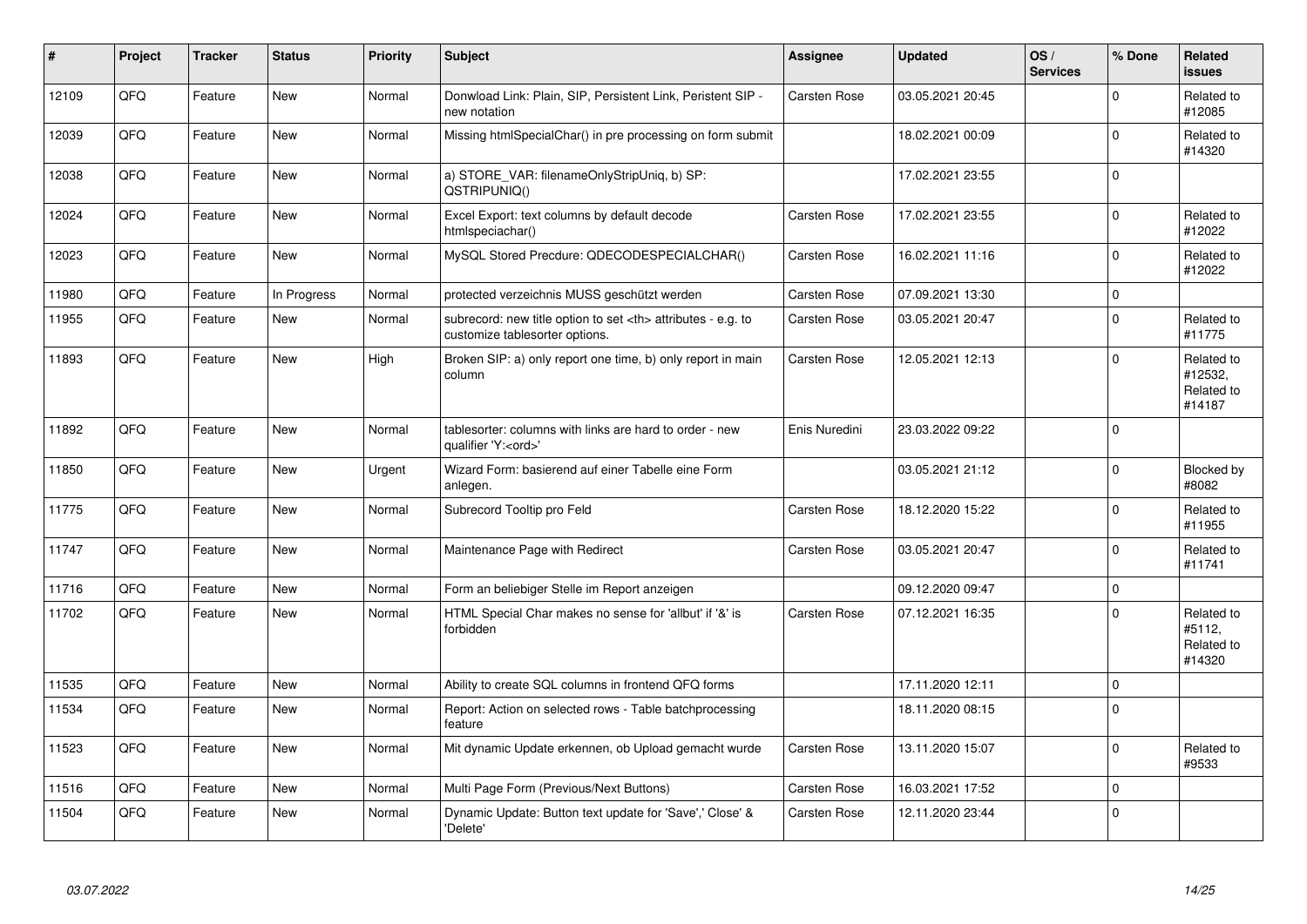| # | Project | Tracker | Status | Priority | Subject | Assignee | Updated | OS / Services | % Done | Related issues |
|---|---|---|---|---|---|---|---|---|---|---|
| 12109 | QFQ | Feature | New | Normal | Donwload Link: Plain, SIP, Persistent Link, Peristent SIP - new notation | Carsten Rose | 03.05.2021 20:45 | | 0 | Related to #12085 |
| 12039 | QFQ | Feature | New | Normal | Missing htmlSpecialChar() in pre processing on form submit | | 18.02.2021 00:09 | | 0 | Related to #14320 |
| 12038 | QFQ | Feature | New | Normal | a) STORE_VAR: filenameOnlyStripUniq, b) SP: QSTRIPUNIQ() | | 17.02.2021 23:55 | | 0 | |
| 12024 | QFQ | Feature | New | Normal | Excel Export: text columns by default decode htmlspeciachar() | Carsten Rose | 17.02.2021 23:55 | | 0 | Related to #12022 |
| 12023 | QFQ | Feature | New | Normal | MySQL Stored Precdure: QDECODESPECIALCHAR() | Carsten Rose | 16.02.2021 11:16 | | 0 | Related to #12022 |
| 11980 | QFQ | Feature | In Progress | Normal | protected verzeichnis MUSS geschützt werden | Carsten Rose | 07.09.2021 13:30 | | 0 | |
| 11955 | QFQ | Feature | New | Normal | subrecord: new title option to set <th> attributes - e.g. to customize tablesorter options. | Carsten Rose | 03.05.2021 20:47 | | 0 | Related to #11775 |
| 11893 | QFQ | Feature | New | High | Broken SIP: a) only report one time, b) only report in main column | Carsten Rose | 12.05.2021 12:13 | | 0 | Related to #12532, Related to #14187 |
| 11892 | QFQ | Feature | New | Normal | tablesorter: columns with links are hard to order - new qualifier 'Y:<ord>' | Enis Nuredini | 23.03.2022 09:22 | | 0 | |
| 11850 | QFQ | Feature | New | Urgent | Wizard Form: basierend auf einer Tabelle eine Form anlegen. | | 03.05.2021 21:12 | | 0 | Blocked by #8082 |
| 11775 | QFQ | Feature | New | Normal | Subrecord Tooltip pro Feld | Carsten Rose | 18.12.2020 15:22 | | 0 | Related to #11955 |
| 11747 | QFQ | Feature | New | Normal | Maintenance Page with Redirect | Carsten Rose | 03.05.2021 20:47 | | 0 | Related to #11741 |
| 11716 | QFQ | Feature | New | Normal | Form an beliebiger Stelle im Report anzeigen | | 09.12.2020 09:47 | | 0 | |
| 11702 | QFQ | Feature | New | Normal | HTML Special Char makes no sense for 'allbut' if '&' is forbidden | Carsten Rose | 07.12.2021 16:35 | | 0 | Related to #5112, Related to #14320 |
| 11535 | QFQ | Feature | New | Normal | Ability to create SQL columns in frontend QFQ forms | | 17.11.2020 12:11 | | 0 | |
| 11534 | QFQ | Feature | New | Normal | Report: Action on selected rows - Table batchprocessing feature | | 18.11.2020 08:15 | | 0 | |
| 11523 | QFQ | Feature | New | Normal | Mit dynamic Update erkennen, ob Upload gemacht wurde | Carsten Rose | 13.11.2020 15:07 | | 0 | Related to #9533 |
| 11516 | QFQ | Feature | New | Normal | Multi Page Form (Previous/Next Buttons) | Carsten Rose | 16.03.2021 17:52 | | 0 | |
| 11504 | QFQ | Feature | New | Normal | Dynamic Update: Button text update for 'Save',' Close' & 'Delete' | Carsten Rose | 12.11.2020 23:44 | | 0 | |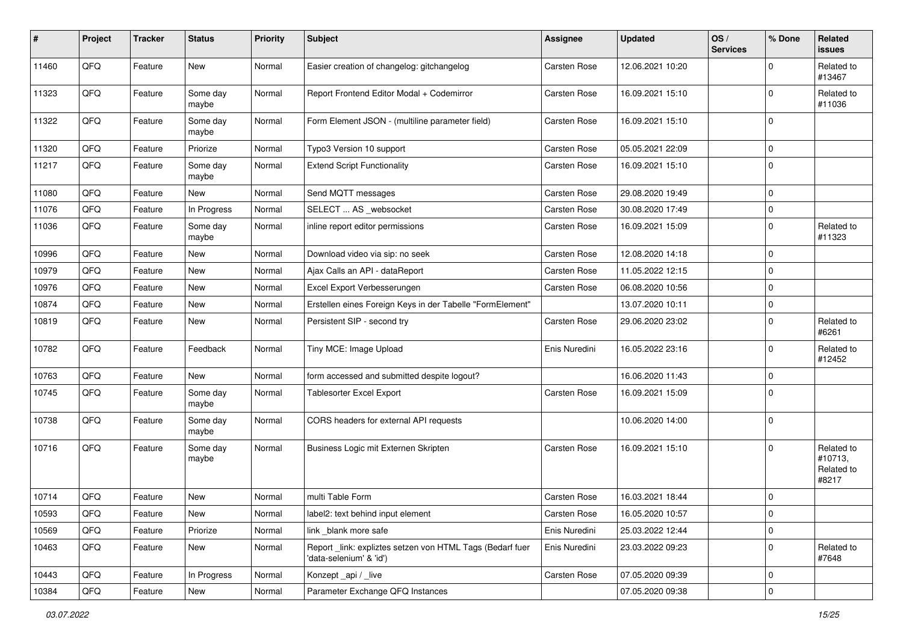| # | Project | Tracker | Status | Priority | Subject | Assignee | Updated | OS / Services | % Done | Related issues |
|---|---|---|---|---|---|---|---|---|---|---|
| 11460 | QFQ | Feature | New | Normal | Easier creation of changelog: gitchangelog | Carsten Rose | 12.06.2021 10:20 | | 0 | Related to #13467 |
| 11323 | QFQ | Feature | Some day maybe | Normal | Report Frontend Editor Modal + Codemirror | Carsten Rose | 16.09.2021 15:10 | | 0 | Related to #11036 |
| 11322 | QFQ | Feature | Some day maybe | Normal | Form Element JSON - (multiline parameter field) | Carsten Rose | 16.09.2021 15:10 | | 0 | |
| 11320 | QFQ | Feature | Priorize | Normal | Typo3 Version 10 support | Carsten Rose | 05.05.2021 22:09 | | 0 | |
| 11217 | QFQ | Feature | Some day maybe | Normal | Extend Script Functionality | Carsten Rose | 16.09.2021 15:10 | | 0 | |
| 11080 | QFQ | Feature | New | Normal | Send MQTT messages | Carsten Rose | 29.08.2020 19:49 | | 0 | |
| 11076 | QFQ | Feature | In Progress | Normal | SELECT ... AS _websocket | Carsten Rose | 30.08.2020 17:49 | | 0 | |
| 11036 | QFQ | Feature | Some day maybe | Normal | inline report editor permissions | Carsten Rose | 16.09.2021 15:09 | | 0 | Related to #11323 |
| 10996 | QFQ | Feature | New | Normal | Download video via sip: no seek | Carsten Rose | 12.08.2020 14:18 | | 0 | |
| 10979 | QFQ | Feature | New | Normal | Ajax Calls an API - dataReport | Carsten Rose | 11.05.2022 12:15 | | 0 | |
| 10976 | QFQ | Feature | New | Normal | Excel Export Verbesserungen | Carsten Rose | 06.08.2020 10:56 | | 0 | |
| 10874 | QFQ | Feature | New | Normal | Erstellen eines Foreign Keys in der Tabelle "FormElement" | | 13.07.2020 10:11 | | 0 | |
| 10819 | QFQ | Feature | New | Normal | Persistent SIP - second try | Carsten Rose | 29.06.2020 23:02 | | 0 | Related to #6261 |
| 10782 | QFQ | Feature | Feedback | Normal | Tiny MCE: Image Upload | Enis Nuredini | 16.05.2022 23:16 | | 0 | Related to #12452 |
| 10763 | QFQ | Feature | New | Normal | form accessed and submitted despite logout? | | 16.06.2020 11:43 | | 0 | |
| 10745 | QFQ | Feature | Some day maybe | Normal | Tablesorter Excel Export | Carsten Rose | 16.09.2021 15:09 | | 0 | |
| 10738 | QFQ | Feature | Some day maybe | Normal | CORS headers for external API requests | | 10.06.2020 14:00 | | 0 | |
| 10716 | QFQ | Feature | Some day maybe | Normal | Business Logic mit Externen Skripten | Carsten Rose | 16.09.2021 15:10 | | 0 | Related to #10713, Related to #8217 |
| 10714 | QFQ | Feature | New | Normal | multi Table Form | Carsten Rose | 16.03.2021 18:44 | | 0 | |
| 10593 | QFQ | Feature | New | Normal | label2: text behind input element | Carsten Rose | 16.05.2020 10:57 | | 0 | |
| 10569 | QFQ | Feature | Priorize | Normal | link _blank more safe | Enis Nuredini | 25.03.2022 12:44 | | 0 | |
| 10463 | QFQ | Feature | New | Normal | Report _link: expliztes setzen von HTML Tags (Bedarf fuer 'data-selenium' & 'id') | Enis Nuredini | 23.03.2022 09:23 | | 0 | Related to #7648 |
| 10443 | QFQ | Feature | In Progress | Normal | Konzept _api / _live | Carsten Rose | 07.05.2020 09:39 | | 0 | |
| 10384 | QFQ | Feature | New | Normal | Parameter Exchange QFQ Instances | | 07.05.2020 09:38 | | 0 | |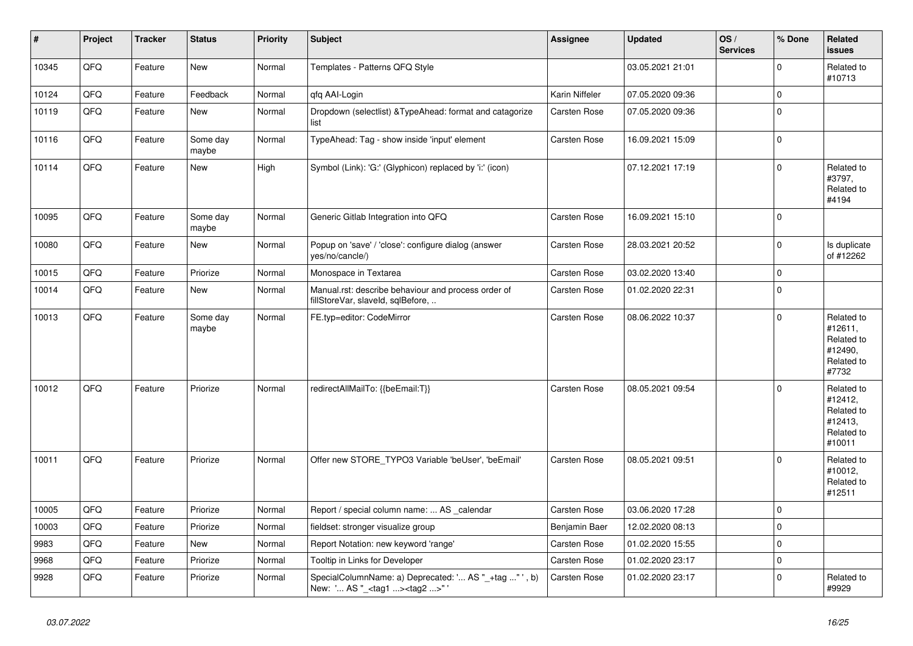| # | Project | Tracker | Status | Priority | Subject | Assignee | Updated | OS / Services | % Done | Related issues |
|---|---|---|---|---|---|---|---|---|---|---|
| 10345 | QFQ | Feature | New | Normal | Templates - Patterns QFQ Style | | 03.05.2021 21:01 | | 0 | Related to #10713 |
| 10124 | QFQ | Feature | Feedback | Normal | qfq AAI-Login | Karin Niffeler | 07.05.2020 09:36 | | 0 | |
| 10119 | QFQ | Feature | New | Normal | Dropdown (selectlist) &TypeAhead: format and catagorize list | Carsten Rose | 07.05.2020 09:36 | | 0 | |
| 10116 | QFQ | Feature | Some day maybe | Normal | TypeAhead: Tag - show inside 'input' element | Carsten Rose | 16.09.2021 15:09 | | 0 | |
| 10114 | QFQ | Feature | New | High | Symbol (Link): 'G:' (Glyphicon) replaced by 'i:' (icon) | | 07.12.2021 17:19 | | 0 | Related to #3797, Related to #4194 |
| 10095 | QFQ | Feature | Some day maybe | Normal | Generic Gitlab Integration into QFQ | Carsten Rose | 16.09.2021 15:10 | | 0 | |
| 10080 | QFQ | Feature | New | Normal | Popup on 'save' / 'close': configure dialog (answer yes/no/cancle/) | Carsten Rose | 28.03.2021 20:52 | | 0 | Is duplicate of #12262 |
| 10015 | QFQ | Feature | Priorize | Normal | Monospace in Textarea | Carsten Rose | 03.02.2020 13:40 | | 0 | |
| 10014 | QFQ | Feature | New | Normal | Manual.rst: describe behaviour and process order of fillStoreVar, slaveId, sqlBefore, .. | Carsten Rose | 01.02.2020 22:31 | | 0 | |
| 10013 | QFQ | Feature | Some day maybe | Normal | FE.typ=editor: CodeMirror | Carsten Rose | 08.06.2022 10:37 | | 0 | Related to #12611, Related to #12490, Related to #7732 |
| 10012 | QFQ | Feature | Priorize | Normal | redirectAllMailTo: {{beEmail:T}} | Carsten Rose | 08.05.2021 09:54 | | 0 | Related to #12412, Related to #12413, Related to #10011 |
| 10011 | QFQ | Feature | Priorize | Normal | Offer new STORE_TYPO3 Variable 'beUser', 'beEmail' | Carsten Rose | 08.05.2021 09:51 | | 0 | Related to #10012, Related to #12511 |
| 10005 | QFQ | Feature | Priorize | Normal | Report / special column name: ... AS _calendar | Carsten Rose | 03.06.2020 17:28 | | 0 | |
| 10003 | QFQ | Feature | Priorize | Normal | fieldset: stronger visualize group | Benjamin Baer | 12.02.2020 08:13 | | 0 | |
| 9983 | QFQ | Feature | New | Normal | Report Notation: new keyword 'range' | Carsten Rose | 01.02.2020 15:55 | | 0 | |
| 9968 | QFQ | Feature | Priorize | Normal | Tooltip in Links for Developer | Carsten Rose | 01.02.2020 23:17 | | 0 | |
| 9928 | QFQ | Feature | Priorize | Normal | SpecialColumnName: a) Deprecated: '... AS "_+tag ..." ', b) New: '... AS "_<tag1 ...><tag2 ...>" ' | Carsten Rose | 01.02.2020 23:17 | | 0 | Related to #9929 |

*03.07.2022*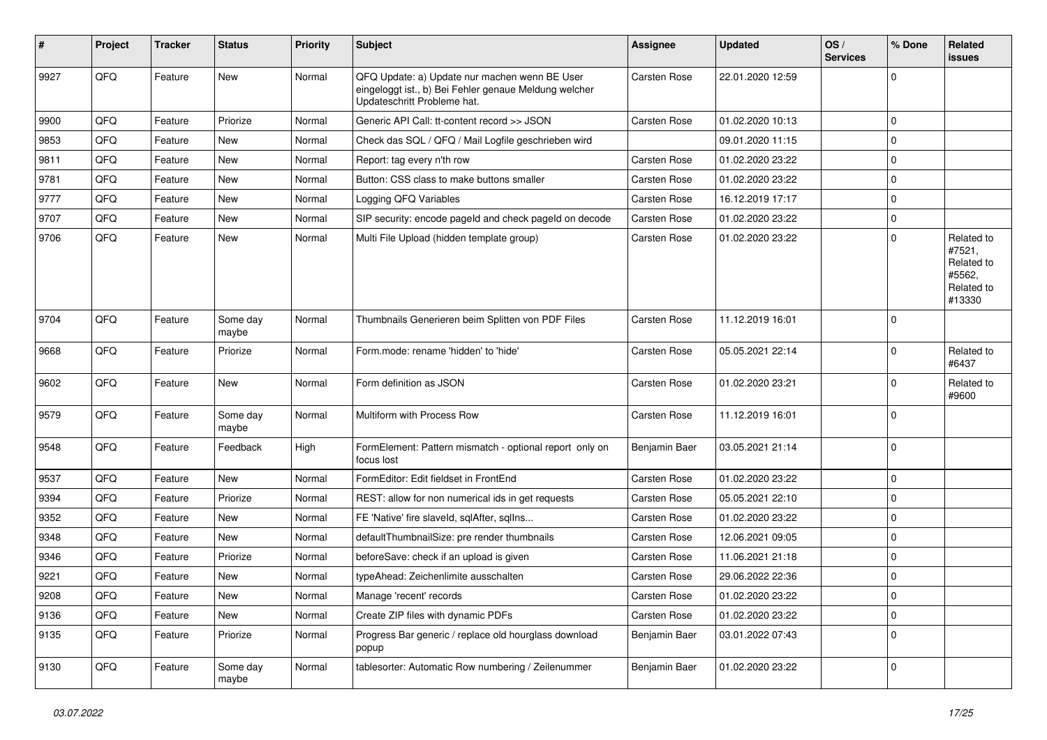| # | Project | Tracker | Status | Priority | Subject | Assignee | Updated | OS / Services | % Done | Related issues |
|---|---|---|---|---|---|---|---|---|---|---|
| 9927 | QFQ | Feature | New | Normal | QFQ Update: a) Update nur machen wenn BE User eingeloggt ist., b) Bei Fehler genaue Meldung welcher Updateschritt Probleme hat. | Carsten Rose | 22.01.2020 12:59 | | 0 | |
| 9900 | QFQ | Feature | Priorize | Normal | Generic API Call: tt-content record >> JSON | Carsten Rose | 01.02.2020 10:13 | | 0 | |
| 9853 | QFQ | Feature | New | Normal | Check das SQL / QFQ / Mail Logfile geschrieben wird | | 09.01.2020 11:15 | | 0 | |
| 9811 | QFQ | Feature | New | Normal | Report: tag every n'th row | Carsten Rose | 01.02.2020 23:22 | | 0 | |
| 9781 | QFQ | Feature | New | Normal | Button: CSS class to make buttons smaller | Carsten Rose | 01.02.2020 23:22 | | 0 | |
| 9777 | QFQ | Feature | New | Normal | Logging QFQ Variables | Carsten Rose | 16.12.2019 17:17 | | 0 | |
| 9707 | QFQ | Feature | New | Normal | SIP security: encode pageId and check pageId on decode | Carsten Rose | 01.02.2020 23:22 | | 0 | |
| 9706 | QFQ | Feature | New | Normal | Multi File Upload (hidden template group) | Carsten Rose | 01.02.2020 23:22 | | 0 | Related to #7521, Related to #5562, Related to #13330 |
| 9704 | QFQ | Feature | Some day maybe | Normal | Thumbnails Generieren beim Splitten von PDF Files | Carsten Rose | 11.12.2019 16:01 | | 0 | |
| 9668 | QFQ | Feature | Priorize | Normal | Form.mode: rename 'hidden' to 'hide' | Carsten Rose | 05.05.2021 22:14 | | 0 | Related to #6437 |
| 9602 | QFQ | Feature | New | Normal | Form definition as JSON | Carsten Rose | 01.02.2020 23:21 | | 0 | Related to #9600 |
| 9579 | QFQ | Feature | Some day maybe | Normal | Multiform with Process Row | Carsten Rose | 11.12.2019 16:01 | | 0 | |
| 9548 | QFQ | Feature | Feedback | High | FormElement: Pattern mismatch - optional report only on focus lost | Benjamin Baer | 03.05.2021 21:14 | | 0 | |
| 9537 | QFQ | Feature | New | Normal | FormEditor: Edit fieldset in FrontEnd | Carsten Rose | 01.02.2020 23:22 | | 0 | |
| 9394 | QFQ | Feature | Priorize | Normal | REST: allow for non numerical ids in get requests | Carsten Rose | 05.05.2021 22:10 | | 0 | |
| 9352 | QFQ | Feature | New | Normal | FE 'Native' fire slaveId, sqlAfter, sqlIns... | Carsten Rose | 01.02.2020 23:22 | | 0 | |
| 9348 | QFQ | Feature | New | Normal | defaultThumbnailSize: pre render thumbnails | Carsten Rose | 12.06.2021 09:05 | | 0 | |
| 9346 | QFQ | Feature | Priorize | Normal | beforeSave: check if an upload is given | Carsten Rose | 11.06.2021 21:18 | | 0 | |
| 9221 | QFQ | Feature | New | Normal | typeAhead: Zeichenlimite ausschalten | Carsten Rose | 29.06.2022 22:36 | | 0 | |
| 9208 | QFQ | Feature | New | Normal | Manage 'recent' records | Carsten Rose | 01.02.2020 23:22 | | 0 | |
| 9136 | QFQ | Feature | New | Normal | Create ZIP files with dynamic PDFs | Carsten Rose | 01.02.2020 23:22 | | 0 | |
| 9135 | QFQ | Feature | Priorize | Normal | Progress Bar generic / replace old hourglass download popup | Benjamin Baer | 03.01.2022 07:43 | | 0 | |
| 9130 | QFQ | Feature | Some day maybe | Normal | tablesorter: Automatic Row numbering / Zeilenummer | Benjamin Baer | 01.02.2020 23:22 | | 0 | |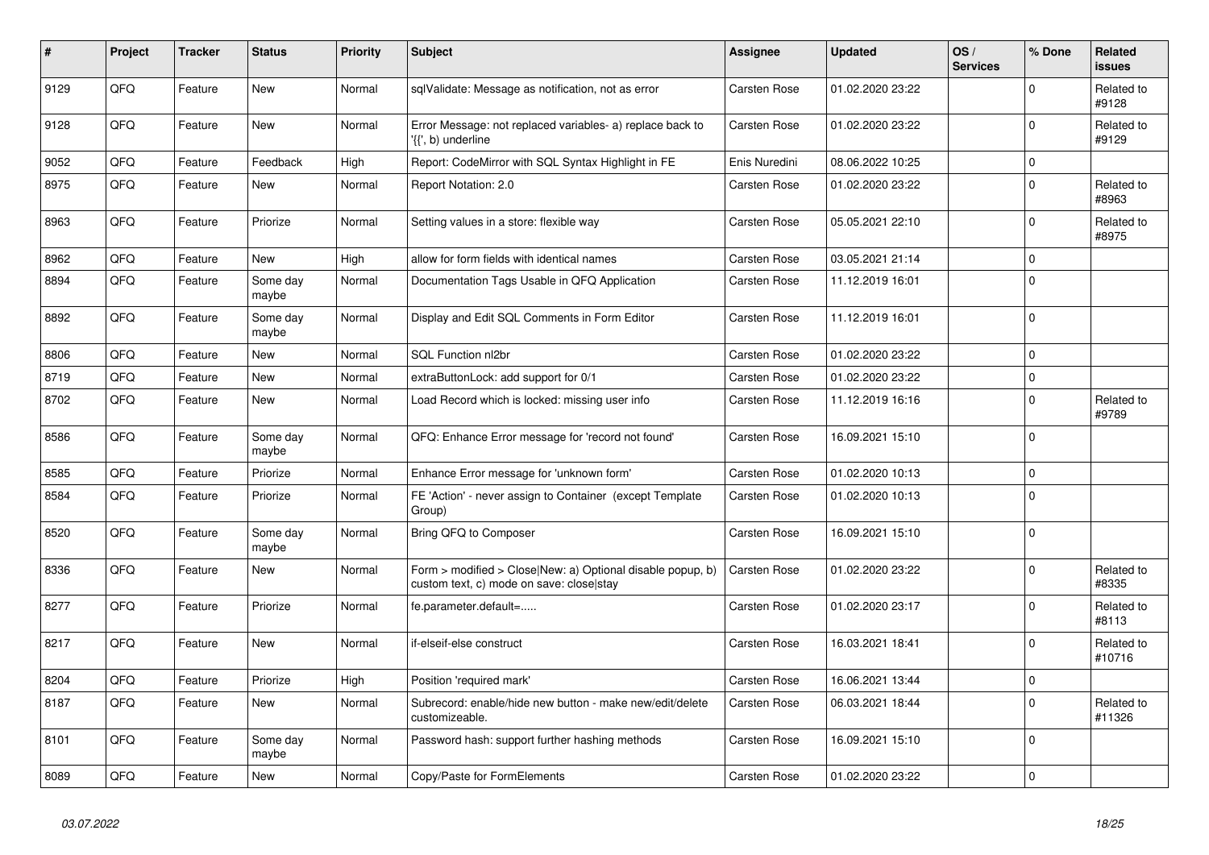| # | Project | Tracker | Status | Priority | Subject | Assignee | Updated | OS / Services | % Done | Related issues |
|---|---|---|---|---|---|---|---|---|---|---|
| 9129 | QFQ | Feature | New | Normal | sqlValidate: Message as notification, not as error | Carsten Rose | 01.02.2020 23:22 | | 0 | Related to #9128 |
| 9128 | QFQ | Feature | New | Normal | Error Message: not replaced variables- a) replace back to '{{', b) underline | Carsten Rose | 01.02.2020 23:22 | | 0 | Related to #9129 |
| 9052 | QFQ | Feature | Feedback | High | Report: CodeMirror with SQL Syntax Highlight in FE | Enis Nuredini | 08.06.2022 10:25 | | 0 | |
| 8975 | QFQ | Feature | New | Normal | Report Notation: 2.0 | Carsten Rose | 01.02.2020 23:22 | | 0 | Related to #8963 |
| 8963 | QFQ | Feature | Priorize | Normal | Setting values in a store: flexible way | Carsten Rose | 05.05.2021 22:10 | | 0 | Related to #8975 |
| 8962 | QFQ | Feature | New | High | allow for form fields with identical names | Carsten Rose | 03.05.2021 21:14 | | 0 | |
| 8894 | QFQ | Feature | Some day maybe | Normal | Documentation Tags Usable in QFQ Application | Carsten Rose | 11.12.2019 16:01 | | 0 | |
| 8892 | QFQ | Feature | Some day maybe | Normal | Display and Edit SQL Comments in Form Editor | Carsten Rose | 11.12.2019 16:01 | | 0 | |
| 8806 | QFQ | Feature | New | Normal | SQL Function nl2br | Carsten Rose | 01.02.2020 23:22 | | 0 | |
| 8719 | QFQ | Feature | New | Normal | extraButtonLock: add support for 0/1 | Carsten Rose | 01.02.2020 23:22 | | 0 | |
| 8702 | QFQ | Feature | New | Normal | Load Record which is locked: missing user info | Carsten Rose | 11.12.2019 16:16 | | 0 | Related to #9789 |
| 8586 | QFQ | Feature | Some day maybe | Normal | QFQ: Enhance Error message for 'record not found' | Carsten Rose | 16.09.2021 15:10 | | 0 | |
| 8585 | QFQ | Feature | Priorize | Normal | Enhance Error message for 'unknown form' | Carsten Rose | 01.02.2020 10:13 | | 0 | |
| 8584 | QFQ | Feature | Priorize | Normal | FE 'Action' - never assign to Container (except Template Group) | Carsten Rose | 01.02.2020 10:13 | | 0 | |
| 8520 | QFQ | Feature | Some day maybe | Normal | Bring QFQ to Composer | Carsten Rose | 16.09.2021 15:10 | | 0 | |
| 8336 | QFQ | Feature | New | Normal | Form > modified > Close\|New: a) Optional disable popup, b) custom text, c) mode on save: close\|stay | Carsten Rose | 01.02.2020 23:22 | | 0 | Related to #8335 |
| 8277 | QFQ | Feature | Priorize | Normal | fe.parameter.default=..... | Carsten Rose | 01.02.2020 23:17 | | 0 | Related to #8113 |
| 8217 | QFQ | Feature | New | Normal | if-elseif-else construct | Carsten Rose | 16.03.2021 18:41 | | 0 | Related to #10716 |
| 8204 | QFQ | Feature | Priorize | High | Position 'required mark' | Carsten Rose | 16.06.2021 13:44 | | 0 | |
| 8187 | QFQ | Feature | New | Normal | Subrecord: enable/hide new button - make new/edit/delete customizeable. | Carsten Rose | 06.03.2021 18:44 | | 0 | Related to #11326 |
| 8101 | QFQ | Feature | Some day maybe | Normal | Password hash: support further hashing methods | Carsten Rose | 16.09.2021 15:10 | | 0 | |
| 8089 | QFQ | Feature | New | Normal | Copy/Paste for FormElements | Carsten Rose | 01.02.2020 23:22 | | 0 | |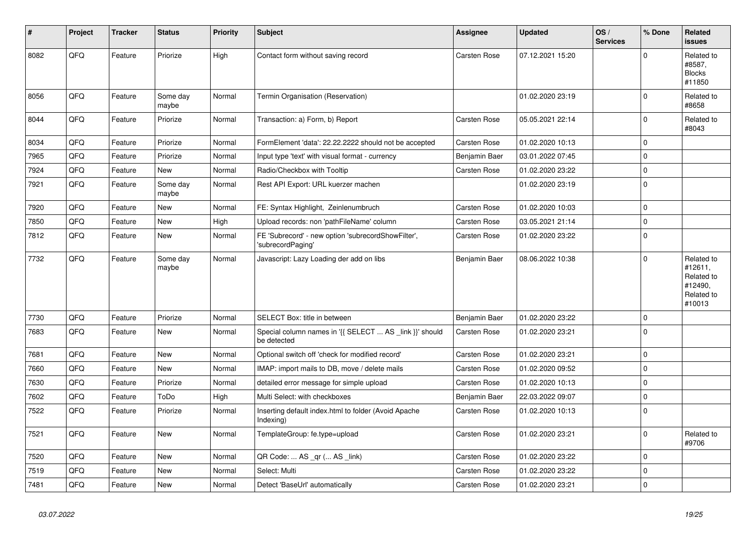| # | Project | Tracker | Status | Priority | Subject | Assignee | Updated | OS / Services | % Done | Related issues |
|---|---|---|---|---|---|---|---|---|---|---|
| 8082 | QFQ | Feature | Priorize | High | Contact form without saving record | Carsten Rose | 07.12.2021 15:20 | | 0 | Related to #8587, Blocks #11850 |
| 8056 | QFQ | Feature | Some day maybe | Normal | Termin Organisation (Reservation) | | 01.02.2020 23:19 | | 0 | Related to #8658 |
| 8044 | QFQ | Feature | Priorize | Normal | Transaction: a) Form, b) Report | Carsten Rose | 05.05.2021 22:14 | | 0 | Related to #8043 |
| 8034 | QFQ | Feature | Priorize | Normal | FormElement 'data': 22.22.2222 should not be accepted | Carsten Rose | 01.02.2020 10:13 | | 0 | |
| 7965 | QFQ | Feature | Priorize | Normal | Input type 'text' with visual format - currency | Benjamin Baer | 03.01.2022 07:45 | | 0 | |
| 7924 | QFQ | Feature | New | Normal | Radio/Checkbox with Tooltip | Carsten Rose | 01.02.2020 23:22 | | 0 | |
| 7921 | QFQ | Feature | Some day maybe | Normal | Rest API Export: URL kuerzer machen | | 01.02.2020 23:19 | | 0 | |
| 7920 | QFQ | Feature | New | Normal | FE: Syntax Highlight, Zeinlenumbruch | Carsten Rose | 01.02.2020 10:03 | | 0 | |
| 7850 | QFQ | Feature | New | High | Upload records: non 'pathFileName' column | Carsten Rose | 03.05.2021 21:14 | | 0 | |
| 7812 | QFQ | Feature | New | Normal | FE 'Subrecord' - new option 'subrecordShowFilter', 'subrecordPaging' | Carsten Rose | 01.02.2020 23:22 | | 0 | |
| 7732 | QFQ | Feature | Some day maybe | Normal | Javascript: Lazy Loading der add on libs | Benjamin Baer | 08.06.2022 10:38 | | 0 | Related to #12611, Related to #12490, Related to #10013 |
| 7730 | QFQ | Feature | Priorize | Normal | SELECT Box: title in between | Benjamin Baer | 01.02.2020 23:22 | | 0 | |
| 7683 | QFQ | Feature | New | Normal | Special column names in '{{ SELECT ... AS _link }}' should be detected | Carsten Rose | 01.02.2020 23:21 | | 0 | |
| 7681 | QFQ | Feature | New | Normal | Optional switch off 'check for modified record' | Carsten Rose | 01.02.2020 23:21 | | 0 | |
| 7660 | QFQ | Feature | New | Normal | IMAP: import mails to DB, move / delete mails | Carsten Rose | 01.02.2020 09:52 | | 0 | |
| 7630 | QFQ | Feature | Priorize | Normal | detailed error message for simple upload | Carsten Rose | 01.02.2020 10:13 | | 0 | |
| 7602 | QFQ | Feature | ToDo | High | Multi Select: with checkboxes | Benjamin Baer | 22.03.2022 09:07 | | 0 | |
| 7522 | QFQ | Feature | Priorize | Normal | Inserting default index.html to folder (Avoid Apache Indexing) | Carsten Rose | 01.02.2020 10:13 | | 0 | |
| 7521 | QFQ | Feature | New | Normal | TemplateGroup: fe.type=upload | Carsten Rose | 01.02.2020 23:21 | | 0 | Related to #9706 |
| 7520 | QFQ | Feature | New | Normal | QR Code: ... AS _qr (... AS _link) | Carsten Rose | 01.02.2020 23:22 | | 0 | |
| 7519 | QFQ | Feature | New | Normal | Select: Multi | Carsten Rose | 01.02.2020 23:22 | | 0 | |
| 7481 | QFQ | Feature | New | Normal | Detect 'BaseUrl' automatically | Carsten Rose | 01.02.2020 23:21 | | 0 | |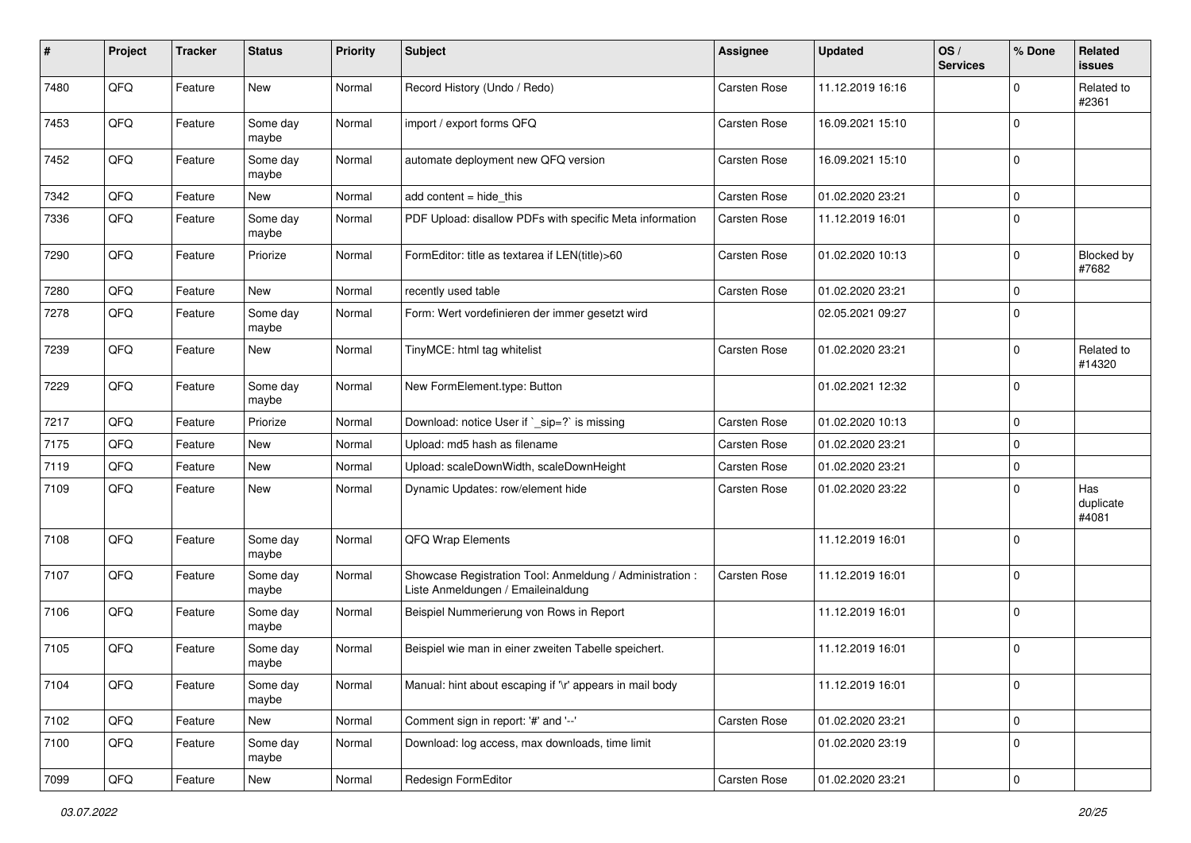| # | Project | Tracker | Status | Priority | Subject | Assignee | Updated | OS / Services | % Done | Related issues |
|---|---|---|---|---|---|---|---|---|---|---|
| 7480 | QFQ | Feature | New | Normal | Record History (Undo / Redo) | Carsten Rose | 11.12.2019 16:16 | | 0 | Related to #2361 |
| 7453 | QFQ | Feature | Some day maybe | Normal | import / export forms QFQ | Carsten Rose | 16.09.2021 15:10 | | 0 | |
| 7452 | QFQ | Feature | Some day maybe | Normal | automate deployment new QFQ version | Carsten Rose | 16.09.2021 15:10 | | 0 | |
| 7342 | QFQ | Feature | New | Normal | add content = hide_this | Carsten Rose | 01.02.2020 23:21 | | 0 | |
| 7336 | QFQ | Feature | Some day maybe | Normal | PDF Upload: disallow PDFs with specific Meta information | Carsten Rose | 11.12.2019 16:01 | | 0 | |
| 7290 | QFQ | Feature | Priorize | Normal | FormEditor: title as textarea if LEN(title)>60 | Carsten Rose | 01.02.2020 10:13 | | 0 | Blocked by #7682 |
| 7280 | QFQ | Feature | New | Normal | recently used table | Carsten Rose | 01.02.2020 23:21 | | 0 | |
| 7278 | QFQ | Feature | Some day maybe | Normal | Form: Wert vordefinieren der immer gesetzt wird | | 02.05.2021 09:27 | | 0 | |
| 7239 | QFQ | Feature | New | Normal | TinyMCE: html tag whitelist | Carsten Rose | 01.02.2020 23:21 | | 0 | Related to #14320 |
| 7229 | QFQ | Feature | Some day maybe | Normal | New FormElement.type: Button | | 01.02.2021 12:32 | | 0 | |
| 7217 | QFQ | Feature | Priorize | Normal | Download: notice User if `_sip=?` is missing | Carsten Rose | 01.02.2020 10:13 | | 0 | |
| 7175 | QFQ | Feature | New | Normal | Upload: md5 hash as filename | Carsten Rose | 01.02.2020 23:21 | | 0 | |
| 7119 | QFQ | Feature | New | Normal | Upload: scaleDownWidth, scaleDownHeight | Carsten Rose | 01.02.2020 23:21 | | 0 | |
| 7109 | QFQ | Feature | New | Normal | Dynamic Updates: row/element hide | Carsten Rose | 01.02.2020 23:22 | | 0 | Has duplicate #4081 |
| 7108 | QFQ | Feature | Some day maybe | Normal | QFQ Wrap Elements | | 11.12.2019 16:01 | | 0 | |
| 7107 | QFQ | Feature | Some day maybe | Normal | Showcase Registration Tool: Anmeldung / Administration : Liste Anmeldungen / Emaileinaldung | Carsten Rose | 11.12.2019 16:01 | | 0 | |
| 7106 | QFQ | Feature | Some day maybe | Normal | Beispiel Nummerierung von Rows in Report | | 11.12.2019 16:01 | | 0 | |
| 7105 | QFQ | Feature | Some day maybe | Normal | Beispiel wie man in einer zweiten Tabelle speichert. | | 11.12.2019 16:01 | | 0 | |
| 7104 | QFQ | Feature | Some day maybe | Normal | Manual: hint about escaping if '\r' appears in mail body | | 11.12.2019 16:01 | | 0 | |
| 7102 | QFQ | Feature | New | Normal | Comment sign in report: '#' and '--' | Carsten Rose | 01.02.2020 23:21 | | 0 | |
| 7100 | QFQ | Feature | Some day maybe | Normal | Download: log access, max downloads, time limit | | 01.02.2020 23:19 | | 0 | |
| 7099 | QFQ | Feature | New | Normal | Redesign FormEditor | Carsten Rose | 01.02.2020 23:21 | | 0 | |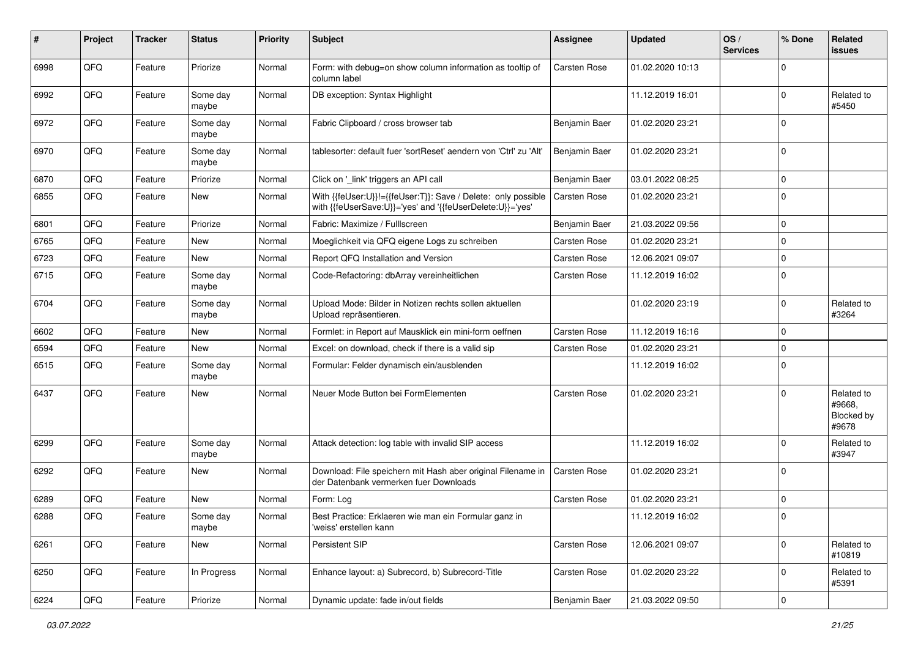| # | Project | Tracker | Status | Priority | Subject | Assignee | Updated | OS / Services | % Done | Related issues |
|---|---|---|---|---|---|---|---|---|---|---|
| 6998 | QFQ | Feature | Priorize | Normal | Form: with debug=on show column information as tooltip of column label | Carsten Rose | 01.02.2020 10:13 | | 0 | |
| 6992 | QFQ | Feature | Some day maybe | Normal | DB exception: Syntax Highlight | | 11.12.2019 16:01 | | 0 | Related to #5450 |
| 6972 | QFQ | Feature | Some day maybe | Normal | Fabric Clipboard / cross browser tab | Benjamin Baer | 01.02.2020 23:21 | | 0 | |
| 6970 | QFQ | Feature | Some day maybe | Normal | tablesorter: default fuer 'sortReset' aendern von 'Ctrl' zu 'Alt' | Benjamin Baer | 01.02.2020 23:21 | | 0 | |
| 6870 | QFQ | Feature | Priorize | Normal | Click on '_link' triggers an API call | Benjamin Baer | 03.01.2022 08:25 | | 0 | |
| 6855 | QFQ | Feature | New | Normal | With {{feUser:U}}!={{feUser:T}}: Save / Delete: only possible with {{feUserSave:U}}='yes' and '{{feUserDelete:U}}='yes' | Carsten Rose | 01.02.2020 23:21 | | 0 | |
| 6801 | QFQ | Feature | Priorize | Normal | Fabric: Maximize / FullIscreen | Benjamin Baer | 21.03.2022 09:56 | | 0 | |
| 6765 | QFQ | Feature | New | Normal | Moeglichkeit via QFQ eigene Logs zu schreiben | Carsten Rose | 01.02.2020 23:21 | | 0 | |
| 6723 | QFQ | Feature | New | Normal | Report QFQ Installation and Version | Carsten Rose | 12.06.2021 09:07 | | 0 | |
| 6715 | QFQ | Feature | Some day maybe | Normal | Code-Refactoring: dbArray vereinheitlichen | Carsten Rose | 11.12.2019 16:02 | | 0 | |
| 6704 | QFQ | Feature | Some day maybe | Normal | Upload Mode: Bilder in Notizen rechts sollen aktuellen Upload repräsentieren. | | 01.02.2020 23:19 | | 0 | Related to #3264 |
| 6602 | QFQ | Feature | New | Normal | Formlet: in Report auf Mausklick ein mini-form oeffnen | Carsten Rose | 11.12.2019 16:16 | | 0 | |
| 6594 | QFQ | Feature | New | Normal | Excel: on download, check if there is a valid sip | Carsten Rose | 01.02.2020 23:21 | | 0 | |
| 6515 | QFQ | Feature | Some day maybe | Normal | Formular: Felder dynamisch ein/ausblenden | | 11.12.2019 16:02 | | 0 | |
| 6437 | QFQ | Feature | New | Normal | Neuer Mode Button bei FormElementen | Carsten Rose | 01.02.2020 23:21 | | 0 | Related to #9668, Blocked by #9678 |
| 6299 | QFQ | Feature | Some day maybe | Normal | Attack detection: log table with invalid SIP access | | 11.12.2019 16:02 | | 0 | Related to #3947 |
| 6292 | QFQ | Feature | New | Normal | Download: File speichern mit Hash aber original Filename in der Datenbank vermerken fuer Downloads | Carsten Rose | 01.02.2020 23:21 | | 0 | |
| 6289 | QFQ | Feature | New | Normal | Form: Log | Carsten Rose | 01.02.2020 23:21 | | 0 | |
| 6288 | QFQ | Feature | Some day maybe | Normal | Best Practice: Erklaeren wie man ein Formular ganz in 'weiss' erstellen kann | | 11.12.2019 16:02 | | 0 | |
| 6261 | QFQ | Feature | New | Normal | Persistent SIP | Carsten Rose | 12.06.2021 09:07 | | 0 | Related to #10819 |
| 6250 | QFQ | Feature | In Progress | Normal | Enhance layout: a) Subrecord, b) Subrecord-Title | Carsten Rose | 01.02.2020 23:22 | | 0 | Related to #5391 |
| 6224 | QFQ | Feature | Priorize | Normal | Dynamic update: fade in/out fields | Benjamin Baer | 21.03.2022 09:50 | | 0 | |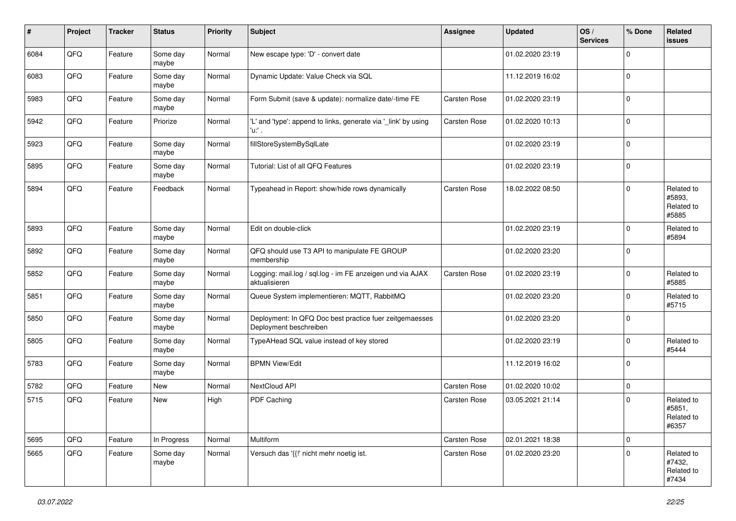| # | Project | Tracker | Status | Priority | Subject | Assignee | Updated | OS / Services | % Done | Related issues |
|---|---|---|---|---|---|---|---|---|---|---|
| 6084 | QFQ | Feature | Some day maybe | Normal | New escape type: 'D' - convert date | | 01.02.2020 23:19 | | 0 | |
| 6083 | QFQ | Feature | Some day maybe | Normal | Dynamic Update: Value Check via SQL | | 11.12.2019 16:02 | | 0 | |
| 5983 | QFQ | Feature | Some day maybe | Normal | Form Submit (save & update): normalize date/-time FE | Carsten Rose | 01.02.2020 23:19 | | 0 | |
| 5942 | QFQ | Feature | Priorize | Normal | 'L' and 'type': append to links, generate via '_link' by using 'u:' . | Carsten Rose | 01.02.2020 10:13 | | 0 | |
| 5923 | QFQ | Feature | Some day maybe | Normal | fillStoreSystemBySqlLate | | 01.02.2020 23:19 | | 0 | |
| 5895 | QFQ | Feature | Some day maybe | Normal | Tutorial: List of all QFQ Features | | 01.02.2020 23:19 | | 0 | |
| 5894 | QFQ | Feature | Feedback | Normal | Typeahead in Report: show/hide rows dynamically | Carsten Rose | 18.02.2022 08:50 | | 0 | Related to #5893, Related to #5885 |
| 5893 | QFQ | Feature | Some day maybe | Normal | Edit on double-click | | 01.02.2020 23:19 | | 0 | Related to #5894 |
| 5892 | QFQ | Feature | Some day maybe | Normal | QFQ should use T3 API to manipulate FE GROUP membership | | 01.02.2020 23:20 | | 0 | |
| 5852 | QFQ | Feature | Some day maybe | Normal | Logging: mail.log / sql.log - im FE anzeigen und via AJAX aktualisieren | Carsten Rose | 01.02.2020 23:19 | | 0 | Related to #5885 |
| 5851 | QFQ | Feature | Some day maybe | Normal | Queue System implementieren: MQTT, RabbitMQ | | 01.02.2020 23:20 | | 0 | Related to #5715 |
| 5850 | QFQ | Feature | Some day maybe | Normal | Deployment: In QFQ Doc best practice fuer zeitgemaesses Deployment beschreiben | | 01.02.2020 23:20 | | 0 | |
| 5805 | QFQ | Feature | Some day maybe | Normal | TypeAHead SQL value instead of key stored | | 01.02.2020 23:19 | | 0 | Related to #5444 |
| 5783 | QFQ | Feature | Some day maybe | Normal | BPMN View/Edit | | 11.12.2019 16:02 | | 0 | |
| 5782 | QFQ | Feature | New | Normal | NextCloud API | Carsten Rose | 01.02.2020 10:02 | | 0 | |
| 5715 | QFQ | Feature | New | High | PDF Caching | Carsten Rose | 03.05.2021 21:14 | | 0 | Related to #5851, Related to #6357 |
| 5695 | QFQ | Feature | In Progress | Normal | Multiform | Carsten Rose | 02.01.2021 18:38 | | 0 | |
| 5665 | QFQ | Feature | Some day maybe | Normal | Versuch das '{{!' nicht mehr noetig ist. | Carsten Rose | 01.02.2020 23:20 | | 0 | Related to #7432, Related to #7434 |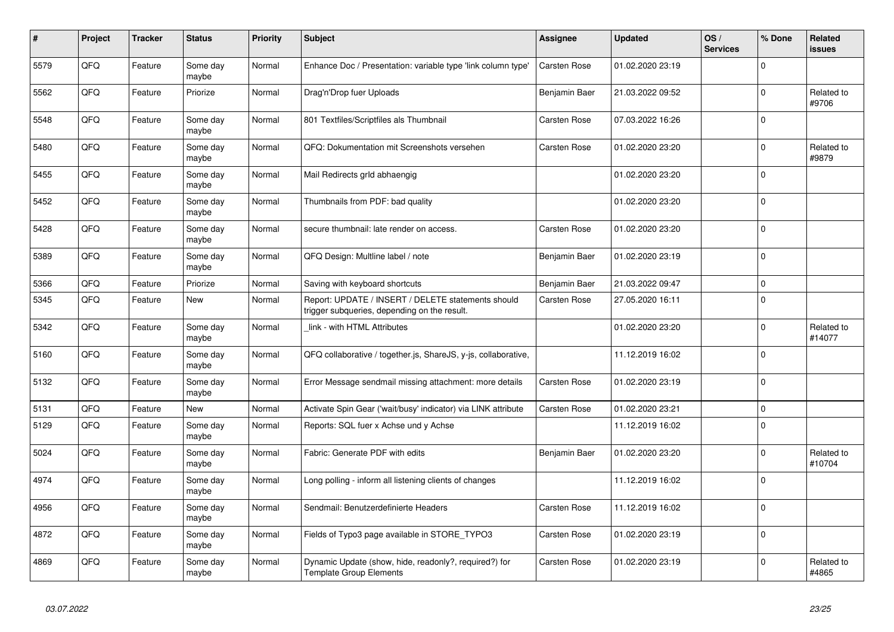| # | Project | Tracker | Status | Priority | Subject | Assignee | Updated | OS / Services | % Done | Related issues |
|---|---|---|---|---|---|---|---|---|---|---|
| 5579 | QFQ | Feature | Some day maybe | Normal | Enhance Doc / Presentation: variable type 'link column type' | Carsten Rose | 01.02.2020 23:19 | | 0 | |
| 5562 | QFQ | Feature | Priorize | Normal | Drag'n'Drop fuer Uploads | Benjamin Baer | 21.03.2022 09:52 | | 0 | Related to #9706 |
| 5548 | QFQ | Feature | Some day maybe | Normal | 801 Textfiles/Scriptfiles als Thumbnail | Carsten Rose | 07.03.2022 16:26 | | 0 | |
| 5480 | QFQ | Feature | Some day maybe | Normal | QFQ: Dokumentation mit Screenshots versehen | Carsten Rose | 01.02.2020 23:20 | | 0 | Related to #9879 |
| 5455 | QFQ | Feature | Some day maybe | Normal | Mail Redirects grld abhaengig | | 01.02.2020 23:20 | | 0 | |
| 5452 | QFQ | Feature | Some day maybe | Normal | Thumbnails from PDF: bad quality | | 01.02.2020 23:20 | | 0 | |
| 5428 | QFQ | Feature | Some day maybe | Normal | secure thumbnail: late render on access. | Carsten Rose | 01.02.2020 23:20 | | 0 | |
| 5389 | QFQ | Feature | Some day maybe | Normal | QFQ Design: Multline label / note | Benjamin Baer | 01.02.2020 23:19 | | 0 | |
| 5366 | QFQ | Feature | Priorize | Normal | Saving with keyboard shortcuts | Benjamin Baer | 21.03.2022 09:47 | | 0 | |
| 5345 | QFQ | Feature | New | Normal | Report: UPDATE / INSERT / DELETE statements should trigger subqueries, depending on the result. | Carsten Rose | 27.05.2020 16:11 | | 0 | |
| 5342 | QFQ | Feature | Some day maybe | Normal | _link - with HTML Attributes | | 01.02.2020 23:20 | | 0 | Related to #14077 |
| 5160 | QFQ | Feature | Some day maybe | Normal | QFQ collaborative / together.js, ShareJS, y-js, collaborative, | | 11.12.2019 16:02 | | 0 | |
| 5132 | QFQ | Feature | Some day maybe | Normal | Error Message sendmail missing attachment: more details | Carsten Rose | 01.02.2020 23:19 | | 0 | |
| 5131 | QFQ | Feature | New | Normal | Activate Spin Gear ('wait/busy' indicator) via LINK attribute | Carsten Rose | 01.02.2020 23:21 | | 0 | |
| 5129 | QFQ | Feature | Some day maybe | Normal | Reports: SQL fuer x Achse und y Achse | | 11.12.2019 16:02 | | 0 | |
| 5024 | QFQ | Feature | Some day maybe | Normal | Fabric: Generate PDF with edits | Benjamin Baer | 01.02.2020 23:20 | | 0 | Related to #10704 |
| 4974 | QFQ | Feature | Some day maybe | Normal | Long polling - inform all listening clients of changes | | 11.12.2019 16:02 | | 0 | |
| 4956 | QFQ | Feature | Some day maybe | Normal | Sendmail: Benutzerdefinierte Headers | Carsten Rose | 11.12.2019 16:02 | | 0 | |
| 4872 | QFQ | Feature | Some day maybe | Normal | Fields of Typo3 page available in STORE_TYPO3 | Carsten Rose | 01.02.2020 23:19 | | 0 | |
| 4869 | QFQ | Feature | Some day maybe | Normal | Dynamic Update (show, hide, readonly?, required?) for Template Group Elements | Carsten Rose | 01.02.2020 23:19 | | 0 | Related to #4865 |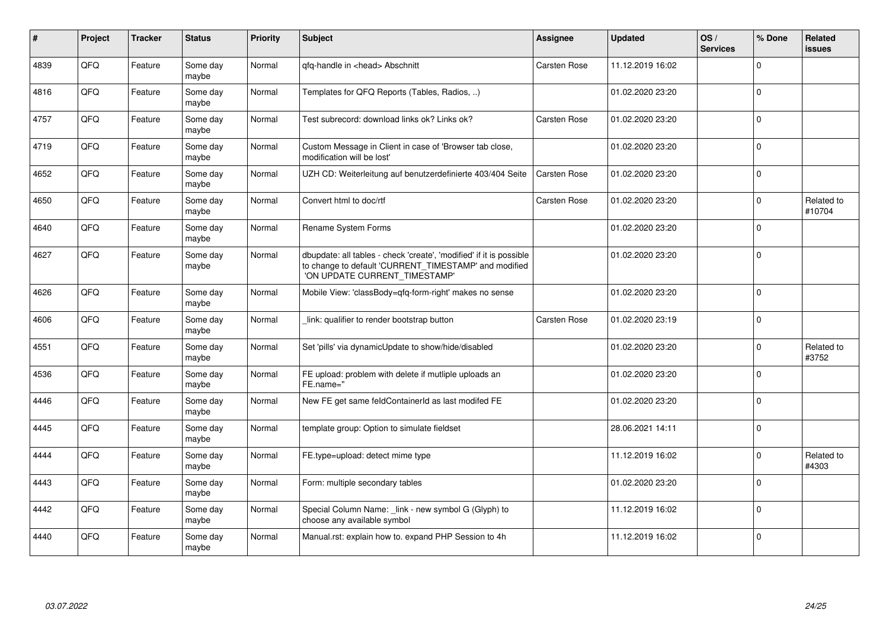| # | Project | Tracker | Status | Priority | Subject | Assignee | Updated | OS / Services | % Done | Related issues |
|---|---|---|---|---|---|---|---|---|---|---|
| 4839 | QFQ | Feature | Some day maybe | Normal | qfq-handle in <head> Abschnitt | Carsten Rose | 11.12.2019 16:02 | | 0 | |
| 4816 | QFQ | Feature | Some day maybe | Normal | Templates for QFQ Reports (Tables, Radios, ..) | | 01.02.2020 23:20 | | 0 | |
| 4757 | QFQ | Feature | Some day maybe | Normal | Test subrecord: download links ok? Links ok? | Carsten Rose | 01.02.2020 23:20 | | 0 | |
| 4719 | QFQ | Feature | Some day maybe | Normal | Custom Message in Client in case of 'Browser tab close, modification will be lost' | | 01.02.2020 23:20 | | 0 | |
| 4652 | QFQ | Feature | Some day maybe | Normal | UZH CD: Weiterleitung auf benutzerdefinierte 403/404 Seite | Carsten Rose | 01.02.2020 23:20 | | 0 | |
| 4650 | QFQ | Feature | Some day maybe | Normal | Convert html to doc/rtf | Carsten Rose | 01.02.2020 23:20 | | 0 | Related to #10704 |
| 4640 | QFQ | Feature | Some day maybe | Normal | Rename System Forms | | 01.02.2020 23:20 | | 0 | |
| 4627 | QFQ | Feature | Some day maybe | Normal | dbupdate: all tables - check 'create', 'modified' if it is possible to change to default 'CURRENT_TIMESTAMP' and modified 'ON UPDATE CURRENT_TIMESTAMP' | | 01.02.2020 23:20 | | 0 | |
| 4626 | QFQ | Feature | Some day maybe | Normal | Mobile View: 'classBody=qfq-form-right' makes no sense | | 01.02.2020 23:20 | | 0 | |
| 4606 | QFQ | Feature | Some day maybe | Normal | _link: qualifier to render bootstrap button | Carsten Rose | 01.02.2020 23:19 | | 0 | |
| 4551 | QFQ | Feature | Some day maybe | Normal | Set 'pills' via dynamicUpdate to show/hide/disabled | | 01.02.2020 23:20 | | 0 | Related to #3752 |
| 4536 | QFQ | Feature | Some day maybe | Normal | FE upload: problem with delete if mutliple uploads an FE.name=" | | 01.02.2020 23:20 | | 0 | |
| 4446 | QFQ | Feature | Some day maybe | Normal | New FE get same feldContainerId as last modifed FE | | 01.02.2020 23:20 | | 0 | |
| 4445 | QFQ | Feature | Some day maybe | Normal | template group: Option to simulate fieldset | | 28.06.2021 14:11 | | 0 | |
| 4444 | QFQ | Feature | Some day maybe | Normal | FE.type=upload: detect mime type | | 11.12.2019 16:02 | | 0 | Related to #4303 |
| 4443 | QFQ | Feature | Some day maybe | Normal | Form: multiple secondary tables | | 01.02.2020 23:20 | | 0 | |
| 4442 | QFQ | Feature | Some day maybe | Normal | Special Column Name: _link - new symbol G (Glyph) to choose any available symbol | | 11.12.2019 16:02 | | 0 | |
| 4440 | QFQ | Feature | Some day maybe | Normal | Manual.rst: explain how to. expand PHP Session to 4h | | 11.12.2019 16:02 | | 0 | |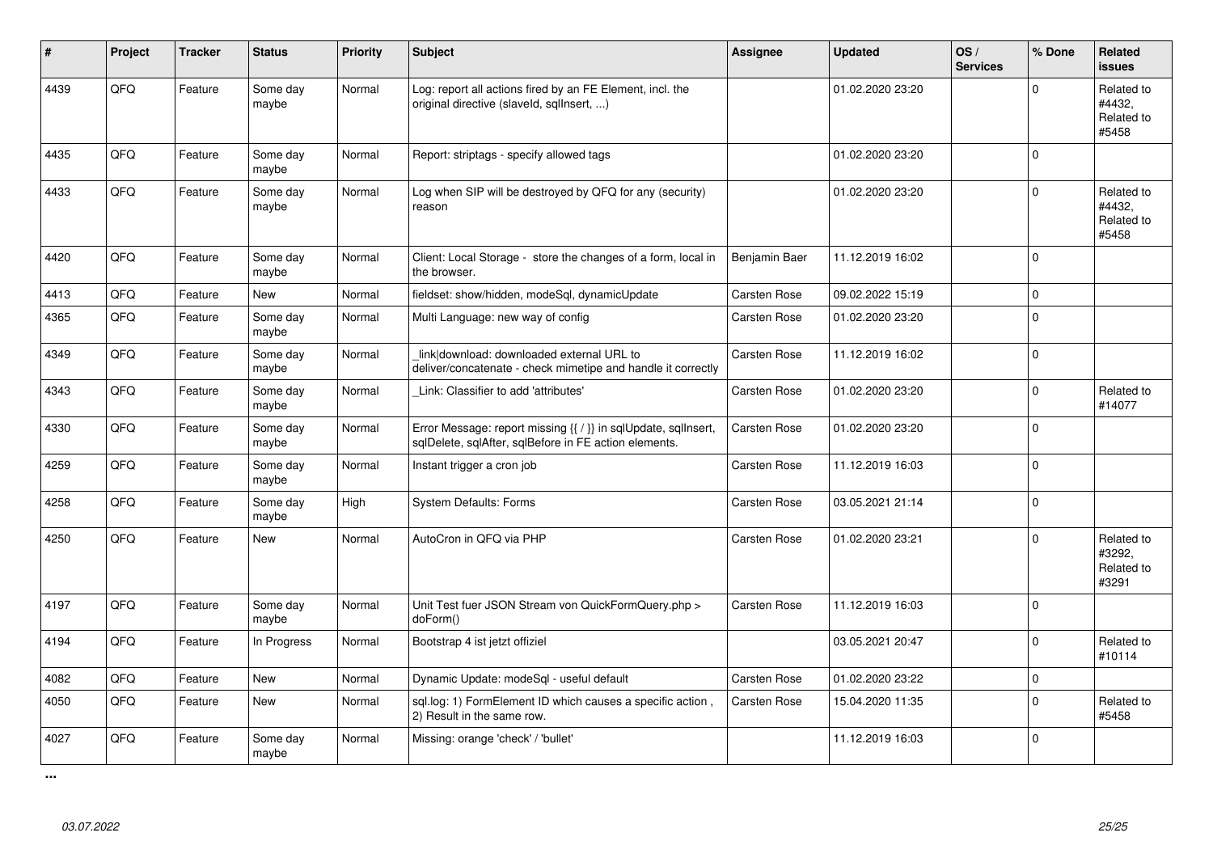| # | Project | Tracker | Status | Priority | Subject | Assignee | Updated | OS / Services | % Done | Related issues |
|---|---|---|---|---|---|---|---|---|---|---|
| 4439 | QFQ | Feature | Some day maybe | Normal | Log: report all actions fired by an FE Element, incl. the original directive (slaveId, sqlInsert, ...) | | 01.02.2020 23:20 | | 0 | Related to #4432, Related to #5458 |
| 4435 | QFQ | Feature | Some day maybe | Normal | Report: striptags - specify allowed tags | | 01.02.2020 23:20 | | 0 | |
| 4433 | QFQ | Feature | Some day maybe | Normal | Log when SIP will be destroyed by QFQ for any (security) reason | | 01.02.2020 23:20 | | 0 | Related to #4432, Related to #5458 |
| 4420 | QFQ | Feature | Some day maybe | Normal | Client: Local Storage - store the changes of a form, local in the browser. | Benjamin Baer | 11.12.2019 16:02 | | 0 | |
| 4413 | QFQ | Feature | New | Normal | fieldset: show/hidden, modeSql, dynamicUpdate | Carsten Rose | 09.02.2022 15:19 | | 0 | |
| 4365 | QFQ | Feature | Some day maybe | Normal | Multi Language: new way of config | Carsten Rose | 01.02.2020 23:20 | | 0 | |
| 4349 | QFQ | Feature | Some day maybe | Normal | _link\|download: downloaded external URL to deliver/concatenate - check mimetipe and handle it correctly | Carsten Rose | 11.12.2019 16:02 | | 0 | |
| 4343 | QFQ | Feature | Some day maybe | Normal | _Link: Classifier to add 'attributes' | Carsten Rose | 01.02.2020 23:20 | | 0 | Related to #14077 |
| 4330 | QFQ | Feature | Some day maybe | Normal | Error Message: report missing {{ / }} in sqlUpdate, sqlInsert, sqlDelete, sqlAfter, sqlBefore in FE action elements. | Carsten Rose | 01.02.2020 23:20 | | 0 | |
| 4259 | QFQ | Feature | Some day maybe | Normal | Instant trigger a cron job | Carsten Rose | 11.12.2019 16:03 | | 0 | |
| 4258 | QFQ | Feature | Some day maybe | High | System Defaults: Forms | Carsten Rose | 03.05.2021 21:14 | | 0 | |
| 4250 | QFQ | Feature | New | Normal | AutoCron in QFQ via PHP | Carsten Rose | 01.02.2020 23:21 | | 0 | Related to #3292, Related to #3291 |
| 4197 | QFQ | Feature | Some day maybe | Normal | Unit Test fuer JSON Stream von QuickFormQuery.php > doForm() | Carsten Rose | 11.12.2019 16:03 | | 0 | |
| 4194 | QFQ | Feature | In Progress | Normal | Bootstrap 4 ist jetzt offiziel | | 03.05.2021 20:47 | | 0 | Related to #10114 |
| 4082 | QFQ | Feature | New | Normal | Dynamic Update: modeSql - useful default | Carsten Rose | 01.02.2020 23:22 | | 0 | |
| 4050 | QFQ | Feature | New | Normal | sql.log: 1) FormElement ID which causes a specific action , 2) Result in the same row. | Carsten Rose | 15.04.2020 11:35 | | 0 | Related to #5458 |
| 4027 | QFQ | Feature | Some day maybe | Normal | Missing: orange 'check' / 'bullet' | | 11.12.2019 16:03 | | 0 | |

...